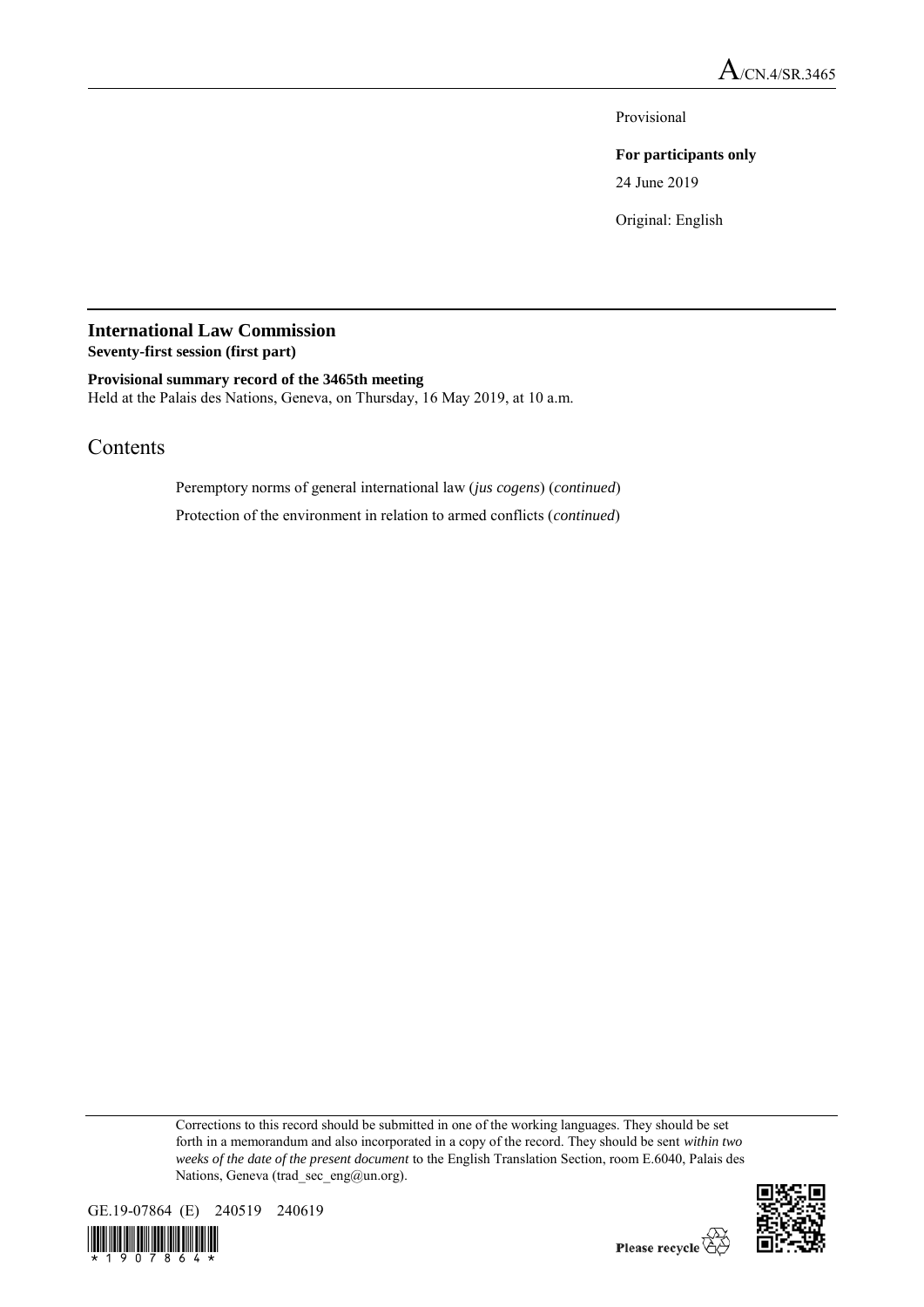A/CN.4/SR.3465

Provisional

**For participants only**

24 June 2019

Original: English

## International Law Commission

**Seventy-first session (first part)**

**Provisional summary record of the 3465th meeting**

Held at the Palais des Nations, Geneva, on Thursday, 16 May 2019, at 10 a.m.

# Contents

Peremptory norms of general international law (*jus cogens*) (*continued*)

Protection of the environment in relation to armed conflicts (*continued*)

Corrections to this record should be submitted in one of the working languages. They should be set forth in a memorandum and also incorporated in a copy of the record. They should be sent *within two weeks of the date of the present document* to the English Translation Section, room E.6040, Palais des Nations, Geneva (trad_sec_eng@un.org).

GE.19-07864 (E) 240519 240619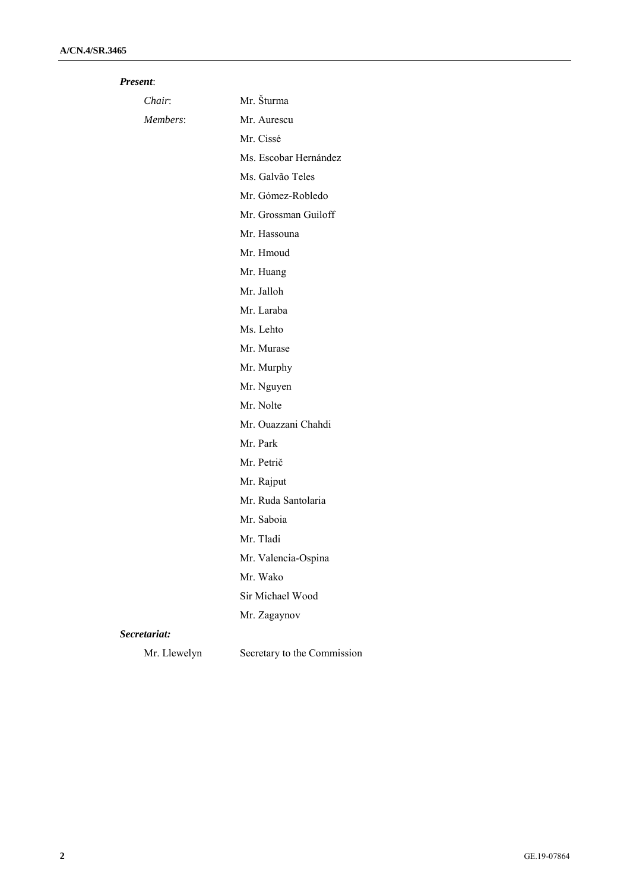***Present*:**

| | |
|---|---|
| *Chair*: | Mr. Šturma |
| *Members*: | Mr. Aurescu |
| | Mr. Cissé |
| | Ms. Escobar Hernández |
| | Ms. Galvão Teles |
| | Mr. Gómez-Robledo |
| | Mr. Grossman Guiloff |
| | Mr. Hassouna |
| | Mr. Hmoud |
| | Mr. Huang |
| | Mr. Jalloh |
| | Mr. Laraba |
| | Ms. Lehto |
| | Mr. Murase |
| | Mr. Murphy |
| | Mr. Nguyen |
| | Mr. Nolte |
| | Mr. Ouazzani Chahdi |
| | Mr. Park |
| | Mr. Petrič |
| | Mr. Rajput |
| | Mr. Ruda Santolaria |
| | Mr. Saboia |
| | Mr. Tladi |
| | Mr. Valencia-Ospina |
| | Mr. Wako |
| | Sir Michael Wood |
| | Mr. Zagaynov |

***Secretariat:***

| | |
|---|---|
| Mr. Llewelyn | Secretary to the Commission |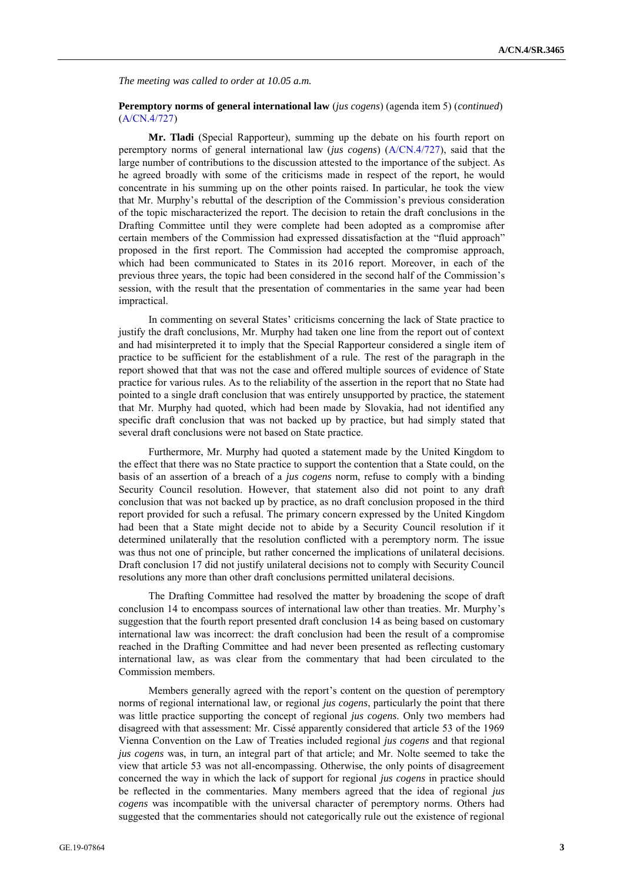*The meeting was called to order at 10.05 a.m.*

**Peremptory norms of general international law** (*jus cogens*) (agenda item 5) (*continued*) (A/CN.4/727)

**Mr. Tladi** (Special Rapporteur), summing up the debate on his fourth report on peremptory norms of general international law (*jus cogens*) (A/CN.4/727), said that the large number of contributions to the discussion attested to the importance of the subject. As he agreed broadly with some of the criticisms made in respect of the report, he would concentrate in his summing up on the other points raised. In particular, he took the view that Mr. Murphy's rebuttal of the description of the Commission's previous consideration of the topic mischaracterized the report. The decision to retain the draft conclusions in the Drafting Committee until they were complete had been adopted as a compromise after certain members of the Commission had expressed dissatisfaction at the "fluid approach" proposed in the first report. The Commission had accepted the compromise approach, which had been communicated to States in its 2016 report. Moreover, in each of the previous three years, the topic had been considered in the second half of the Commission's session, with the result that the presentation of commentaries in the same year had been impractical.

In commenting on several States' criticisms concerning the lack of State practice to justify the draft conclusions, Mr. Murphy had taken one line from the report out of context and had misinterpreted it to imply that the Special Rapporteur considered a single item of practice to be sufficient for the establishment of a rule. The rest of the paragraph in the report showed that that was not the case and offered multiple sources of evidence of State practice for various rules. As to the reliability of the assertion in the report that no State had pointed to a single draft conclusion that was entirely unsupported by practice, the statement that Mr. Murphy had quoted, which had been made by Slovakia, had not identified any specific draft conclusion that was not backed up by practice, but had simply stated that several draft conclusions were not based on State practice.

Furthermore, Mr. Murphy had quoted a statement made by the United Kingdom to the effect that there was no State practice to support the contention that a State could, on the basis of an assertion of a breach of a *jus cogens* norm, refuse to comply with a binding Security Council resolution. However, that statement also did not point to any draft conclusion that was not backed up by practice, as no draft conclusion proposed in the third report provided for such a refusal. The primary concern expressed by the United Kingdom had been that a State might decide not to abide by a Security Council resolution if it determined unilaterally that the resolution conflicted with a peremptory norm. The issue was thus not one of principle, but rather concerned the implications of unilateral decisions. Draft conclusion 17 did not justify unilateral decisions not to comply with Security Council resolutions any more than other draft conclusions permitted unilateral decisions.

The Drafting Committee had resolved the matter by broadening the scope of draft conclusion 14 to encompass sources of international law other than treaties. Mr. Murphy's suggestion that the fourth report presented draft conclusion 14 as being based on customary international law was incorrect: the draft conclusion had been the result of a compromise reached in the Drafting Committee and had never been presented as reflecting customary international law, as was clear from the commentary that had been circulated to the Commission members.

Members generally agreed with the report's content on the question of peremptory norms of regional international law, or regional *jus cogens*, particularly the point that there was little practice supporting the concept of regional *jus cogens*. Only two members had disagreed with that assessment: Mr. Cissé apparently considered that article 53 of the 1969 Vienna Convention on the Law of Treaties included regional *jus cogens* and that regional *jus cogens* was, in turn, an integral part of that article; and Mr. Nolte seemed to take the view that article 53 was not all-encompassing. Otherwise, the only points of disagreement concerned the way in which the lack of support for regional *jus cogens* in practice should be reflected in the commentaries. Many members agreed that the idea of regional *jus cogens* was incompatible with the universal character of peremptory norms. Others had suggested that the commentaries should not categorically rule out the existence of regional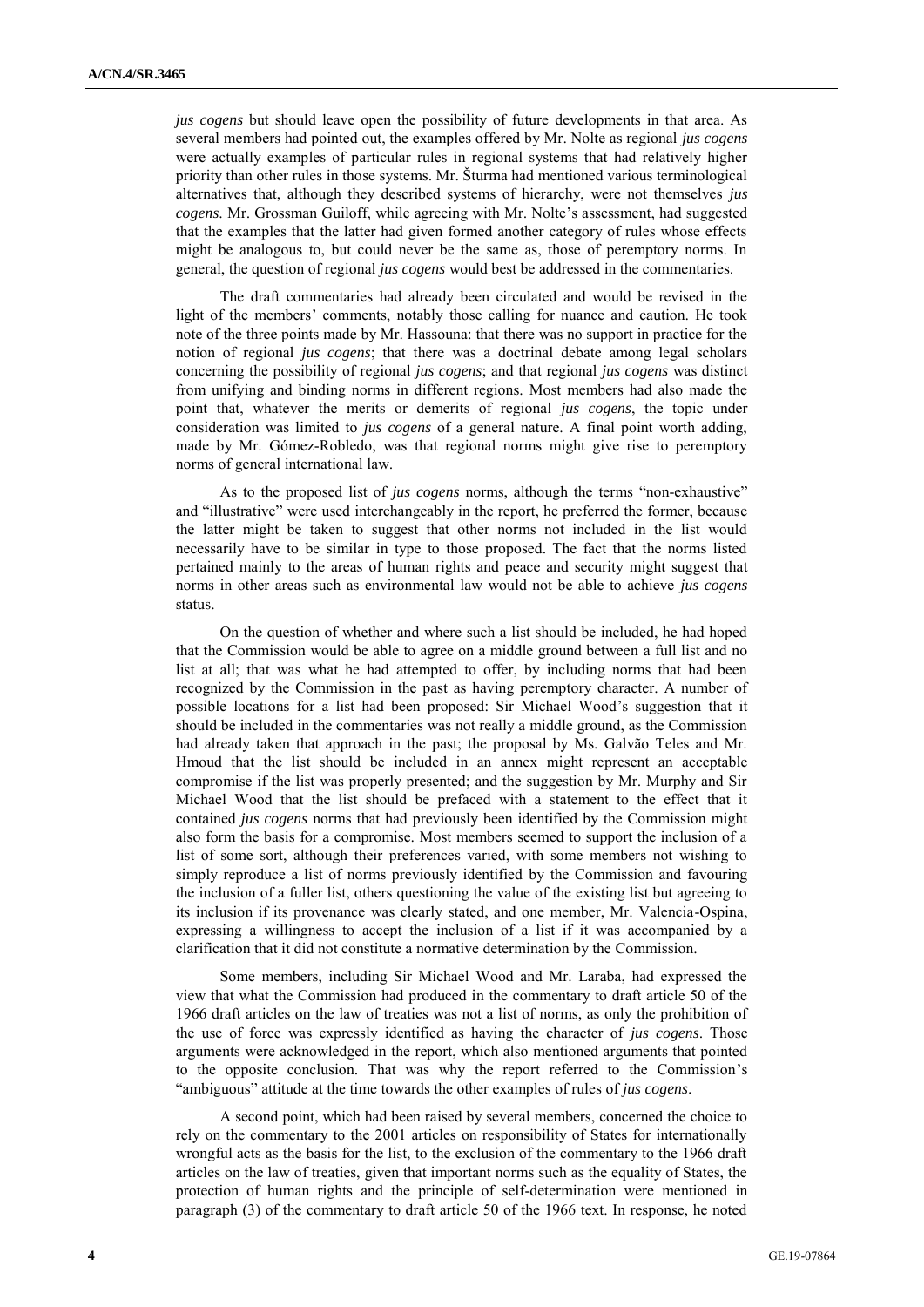*jus cogens* but should leave open the possibility of future developments in that area. As several members had pointed out, the examples offered by Mr. Nolte as regional *jus cogens* were actually examples of particular rules in regional systems that had relatively higher priority than other rules in those systems. Mr. Šturma had mentioned various terminological alternatives that, although they described systems of hierarchy, were not themselves *jus cogens*. Mr. Grossman Guiloff, while agreeing with Mr. Nolte's assessment, had suggested that the examples that the latter had given formed another category of rules whose effects might be analogous to, but could never be the same as, those of peremptory norms. In general, the question of regional *jus cogens* would best be addressed in the commentaries.

The draft commentaries had already been circulated and would be revised in the light of the members' comments, notably those calling for nuance and caution. He took note of the three points made by Mr. Hassouna: that there was no support in practice for the notion of regional *jus cogens*; that there was a doctrinal debate among legal scholars concerning the possibility of regional *jus cogens*; and that regional *jus cogens* was distinct from unifying and binding norms in different regions. Most members had also made the point that, whatever the merits or demerits of regional *jus cogens*, the topic under consideration was limited to *jus cogens* of a general nature. A final point worth adding, made by Mr. Gómez-Robledo, was that regional norms might give rise to peremptory norms of general international law.

As to the proposed list of *jus cogens* norms, although the terms "non-exhaustive" and "illustrative" were used interchangeably in the report, he preferred the former, because the latter might be taken to suggest that other norms not included in the list would necessarily have to be similar in type to those proposed. The fact that the norms listed pertained mainly to the areas of human rights and peace and security might suggest that norms in other areas such as environmental law would not be able to achieve *jus cogens* status.

On the question of whether and where such a list should be included, he had hoped that the Commission would be able to agree on a middle ground between a full list and no list at all; that was what he had attempted to offer, by including norms that had been recognized by the Commission in the past as having peremptory character. A number of possible locations for a list had been proposed: Sir Michael Wood's suggestion that it should be included in the commentaries was not really a middle ground, as the Commission had already taken that approach in the past; the proposal by Ms. Galvão Teles and Mr. Hmoud that the list should be included in an annex might represent an acceptable compromise if the list was properly presented; and the suggestion by Mr. Murphy and Sir Michael Wood that the list should be prefaced with a statement to the effect that it contained *jus cogens* norms that had previously been identified by the Commission might also form the basis for a compromise. Most members seemed to support the inclusion of a list of some sort, although their preferences varied, with some members not wishing to simply reproduce a list of norms previously identified by the Commission and favouring the inclusion of a fuller list, others questioning the value of the existing list but agreeing to its inclusion if its provenance was clearly stated, and one member, Mr. Valencia-Ospina, expressing a willingness to accept the inclusion of a list if it was accompanied by a clarification that it did not constitute a normative determination by the Commission.

Some members, including Sir Michael Wood and Mr. Laraba, had expressed the view that what the Commission had produced in the commentary to draft article 50 of the 1966 draft articles on the law of treaties was not a list of norms, as only the prohibition of the use of force was expressly identified as having the character of *jus cogens*. Those arguments were acknowledged in the report, which also mentioned arguments that pointed to the opposite conclusion. That was why the report referred to the Commission's "ambiguous" attitude at the time towards the other examples of rules of *jus cogens*.

A second point, which had been raised by several members, concerned the choice to rely on the commentary to the 2001 articles on responsibility of States for internationally wrongful acts as the basis for the list, to the exclusion of the commentary to the 1966 draft articles on the law of treaties, given that important norms such as the equality of States, the protection of human rights and the principle of self-determination were mentioned in paragraph (3) of the commentary to draft article 50 of the 1966 text. In response, he noted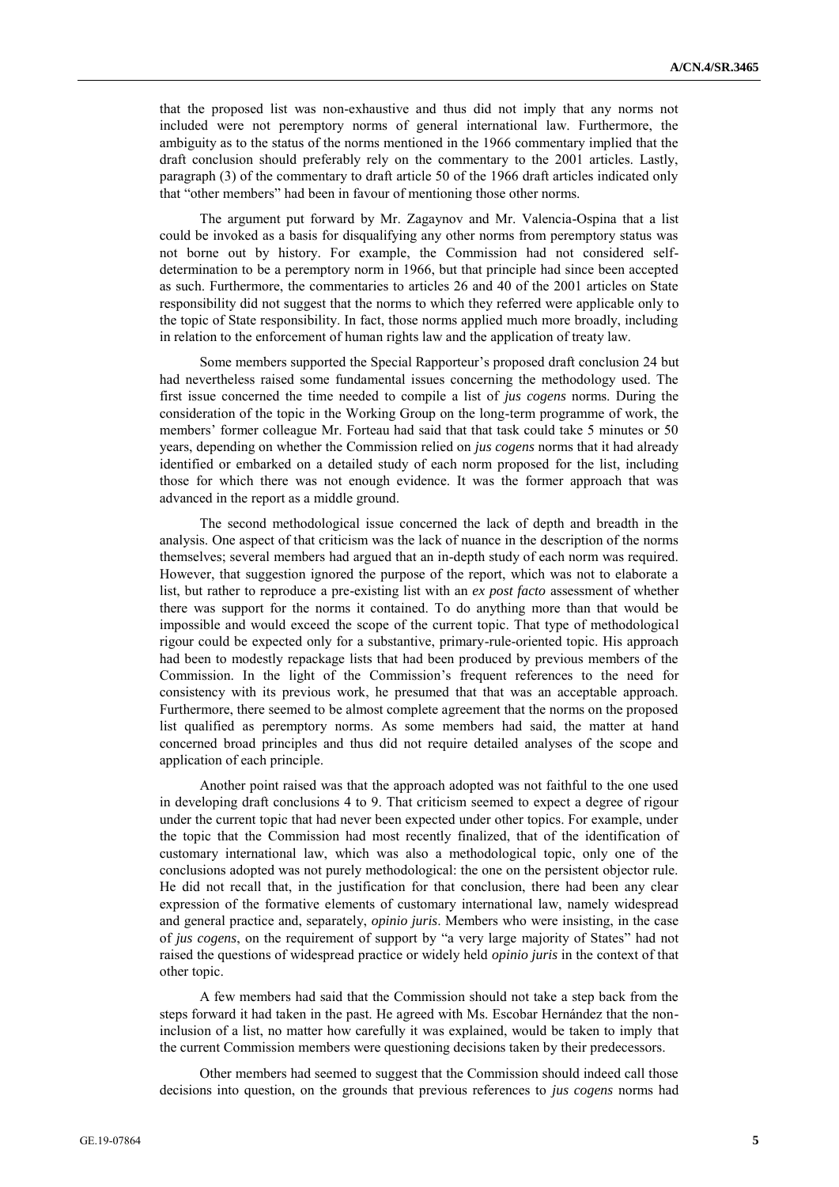that the proposed list was non-exhaustive and thus did not imply that any norms not included were not peremptory norms of general international law. Furthermore, the ambiguity as to the status of the norms mentioned in the 1966 commentary implied that the draft conclusion should preferably rely on the commentary to the 2001 articles. Lastly, paragraph (3) of the commentary to draft article 50 of the 1966 draft articles indicated only that "other members" had been in favour of mentioning those other norms.

The argument put forward by Mr. Zagaynov and Mr. Valencia-Ospina that a list could be invoked as a basis for disqualifying any other norms from peremptory status was not borne out by history. For example, the Commission had not considered self-determination to be a peremptory norm in 1966, but that principle had since been accepted as such. Furthermore, the commentaries to articles 26 and 40 of the 2001 articles on State responsibility did not suggest that the norms to which they referred were applicable only to the topic of State responsibility. In fact, those norms applied much more broadly, including in relation to the enforcement of human rights law and the application of treaty law.

Some members supported the Special Rapporteur's proposed draft conclusion 24 but had nevertheless raised some fundamental issues concerning the methodology used. The first issue concerned the time needed to compile a list of *jus cogens* norms. During the consideration of the topic in the Working Group on the long-term programme of work, the members' former colleague Mr. Forteau had said that that task could take 5 minutes or 50 years, depending on whether the Commission relied on *jus cogens* norms that it had already identified or embarked on a detailed study of each norm proposed for the list, including those for which there was not enough evidence. It was the former approach that was advanced in the report as a middle ground.

The second methodological issue concerned the lack of depth and breadth in the analysis. One aspect of that criticism was the lack of nuance in the description of the norms themselves; several members had argued that an in-depth study of each norm was required. However, that suggestion ignored the purpose of the report, which was not to elaborate a list, but rather to reproduce a pre-existing list with an *ex post facto* assessment of whether there was support for the norms it contained. To do anything more than that would be impossible and would exceed the scope of the current topic. That type of methodological rigour could be expected only for a substantive, primary-rule-oriented topic. His approach had been to modestly repackage lists that had been produced by previous members of the Commission. In the light of the Commission's frequent references to the need for consistency with its previous work, he presumed that that was an acceptable approach. Furthermore, there seemed to be almost complete agreement that the norms on the proposed list qualified as peremptory norms. As some members had said, the matter at hand concerned broad principles and thus did not require detailed analyses of the scope and application of each principle.

Another point raised was that the approach adopted was not faithful to the one used in developing draft conclusions 4 to 9. That criticism seemed to expect a degree of rigour under the current topic that had never been expected under other topics. For example, under the topic that the Commission had most recently finalized, that of the identification of customary international law, which was also a methodological topic, only one of the conclusions adopted was not purely methodological: the one on the persistent objector rule. He did not recall that, in the justification for that conclusion, there had been any clear expression of the formative elements of customary international law, namely widespread and general practice and, separately, *opinio juris*. Members who were insisting, in the case of *jus cogens*, on the requirement of support by "a very large majority of States" had not raised the questions of widespread practice or widely held *opinio juris* in the context of that other topic.

A few members had said that the Commission should not take a step back from the steps forward it had taken in the past. He agreed with Ms. Escobar Hernández that the non-inclusion of a list, no matter how carefully it was explained, would be taken to imply that the current Commission members were questioning decisions taken by their predecessors.

Other members had seemed to suggest that the Commission should indeed call those decisions into question, on the grounds that previous references to *jus cogens* norms had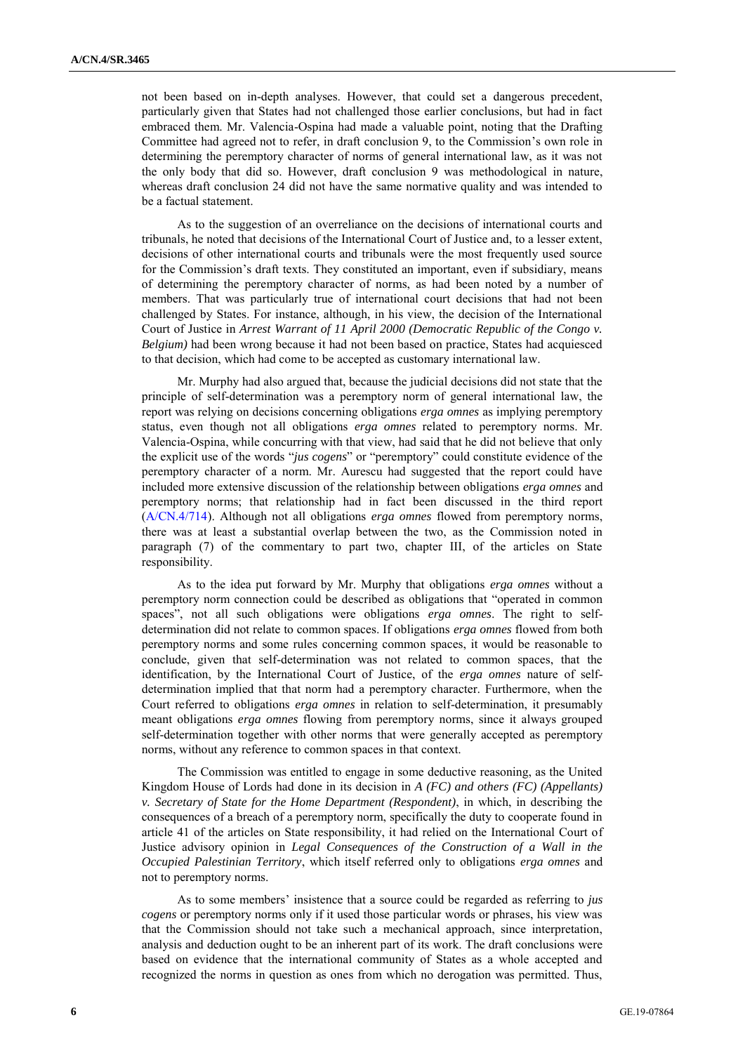not been based on in-depth analyses. However, that could set a dangerous precedent, particularly given that States had not challenged those earlier conclusions, but had in fact embraced them. Mr. Valencia-Ospina had made a valuable point, noting that the Drafting Committee had agreed not to refer, in draft conclusion 9, to the Commission's own role in determining the peremptory character of norms of general international law, as it was not the only body that did so. However, draft conclusion 9 was methodological in nature, whereas draft conclusion 24 did not have the same normative quality and was intended to be a factual statement.

As to the suggestion of an overreliance on the decisions of international courts and tribunals, he noted that decisions of the International Court of Justice and, to a lesser extent, decisions of other international courts and tribunals were the most frequently used source for the Commission's draft texts. They constituted an important, even if subsidiary, means of determining the peremptory character of norms, as had been noted by a number of members. That was particularly true of international court decisions that had not been challenged by States. For instance, although, in his view, the decision of the International Court of Justice in *Arrest Warrant of 11 April 2000 (Democratic Republic of the Congo v. Belgium)* had been wrong because it had not been based on practice, States had acquiesced to that decision, which had come to be accepted as customary international law.

Mr. Murphy had also argued that, because the judicial decisions did not state that the principle of self-determination was a peremptory norm of general international law, the report was relying on decisions concerning obligations *erga omnes* as implying peremptory status, even though not all obligations *erga omnes* related to peremptory norms. Mr. Valencia-Ospina, while concurring with that view, had said that he did not believe that only the explicit use of the words "*jus cogens*" or "peremptory" could constitute evidence of the peremptory character of a norm. Mr. Aurescu had suggested that the report could have included more extensive discussion of the relationship between obligations *erga omnes* and peremptory norms; that relationship had in fact been discussed in the third report (A/CN.4/714). Although not all obligations *erga omnes* flowed from peremptory norms, there was at least a substantial overlap between the two, as the Commission noted in paragraph (7) of the commentary to part two, chapter III, of the articles on State responsibility.

As to the idea put forward by Mr. Murphy that obligations *erga omnes* without a peremptory norm connection could be described as obligations that "operated in common spaces", not all such obligations were obligations *erga omnes*. The right to self-determination did not relate to common spaces. If obligations *erga omnes* flowed from both peremptory norms and some rules concerning common spaces, it would be reasonable to conclude, given that self-determination was not related to common spaces, that the identification, by the International Court of Justice, of the *erga omnes* nature of self-determination implied that that norm had a peremptory character. Furthermore, when the Court referred to obligations *erga omnes* in relation to self-determination, it presumably meant obligations *erga omnes* flowing from peremptory norms, since it always grouped self-determination together with other norms that were generally accepted as peremptory norms, without any reference to common spaces in that context.

The Commission was entitled to engage in some deductive reasoning, as the United Kingdom House of Lords had done in its decision in *A (FC) and others (FC) (Appellants) v. Secretary of State for the Home Department (Respondent)*, in which, in describing the consequences of a breach of a peremptory norm, specifically the duty to cooperate found in article 41 of the articles on State responsibility, it had relied on the International Court of Justice advisory opinion in *Legal Consequences of the Construction of a Wall in the Occupied Palestinian Territory*, which itself referred only to obligations *erga omnes* and not to peremptory norms.

As to some members' insistence that a source could be regarded as referring to *jus cogens* or peremptory norms only if it used those particular words or phrases, his view was that the Commission should not take such a mechanical approach, since interpretation, analysis and deduction ought to be an inherent part of its work. The draft conclusions were based on evidence that the international community of States as a whole accepted and recognized the norms in question as ones from which no derogation was permitted. Thus,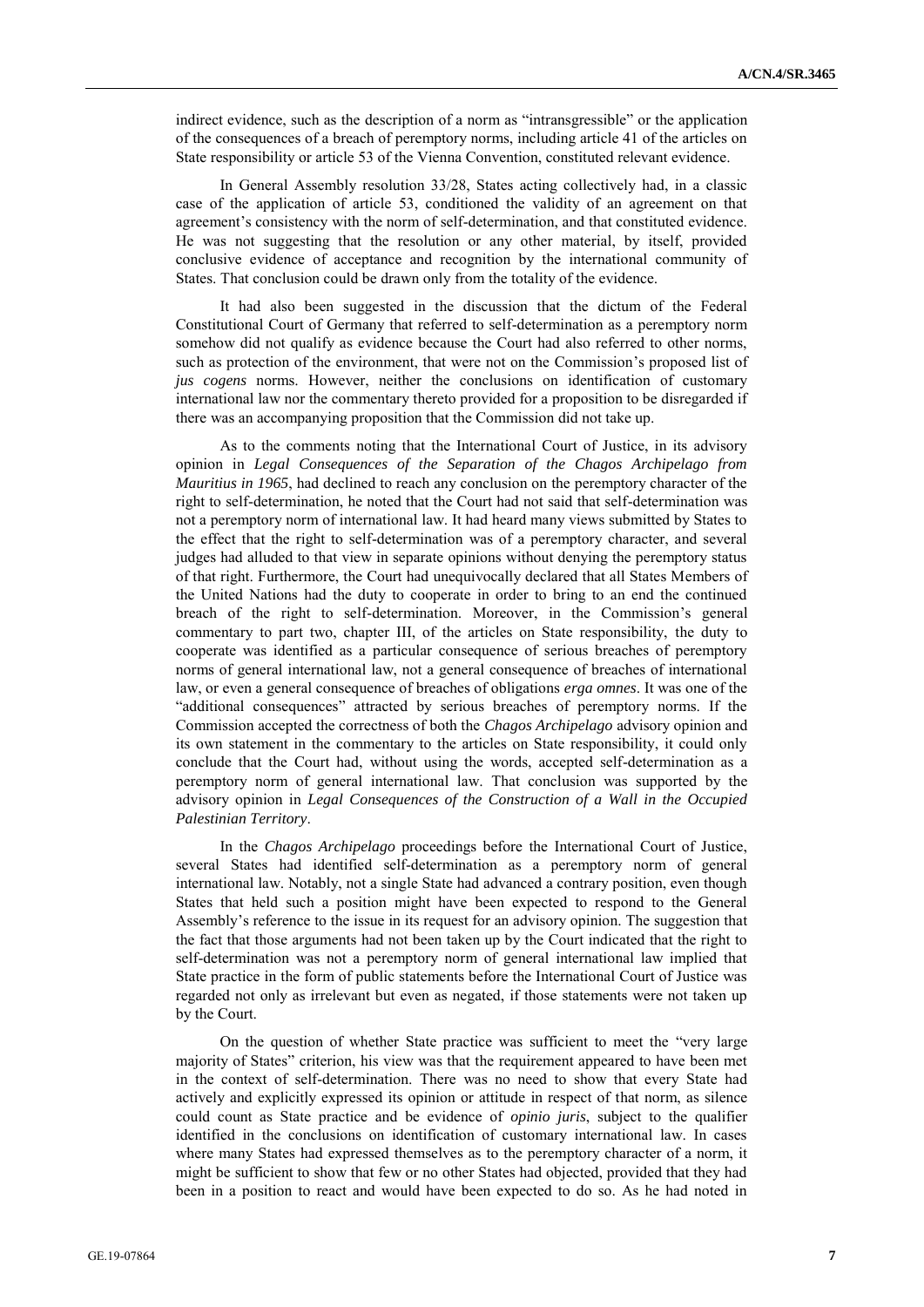indirect evidence, such as the description of a norm as "intransgressible" or the application of the consequences of a breach of peremptory norms, including article 41 of the articles on State responsibility or article 53 of the Vienna Convention, constituted relevant evidence.

In General Assembly resolution 33/28, States acting collectively had, in a classic case of the application of article 53, conditioned the validity of an agreement on that agreement's consistency with the norm of self-determination, and that constituted evidence. He was not suggesting that the resolution or any other material, by itself, provided conclusive evidence of acceptance and recognition by the international community of States. That conclusion could be drawn only from the totality of the evidence.

It had also been suggested in the discussion that the dictum of the Federal Constitutional Court of Germany that referred to self-determination as a peremptory norm somehow did not qualify as evidence because the Court had also referred to other norms, such as protection of the environment, that were not on the Commission's proposed list of *jus cogens* norms. However, neither the conclusions on identification of customary international law nor the commentary thereto provided for a proposition to be disregarded if there was an accompanying proposition that the Commission did not take up.

As to the comments noting that the International Court of Justice, in its advisory opinion in *Legal Consequences of the Separation of the Chagos Archipelago from Mauritius in 1965*, had declined to reach any conclusion on the peremptory character of the right to self-determination, he noted that the Court had not said that self-determination was not a peremptory norm of international law. It had heard many views submitted by States to the effect that the right to self-determination was of a peremptory character, and several judges had alluded to that view in separate opinions without denying the peremptory status of that right. Furthermore, the Court had unequivocally declared that all States Members of the United Nations had the duty to cooperate in order to bring to an end the continued breach of the right to self-determination. Moreover, in the Commission's general commentary to part two, chapter III, of the articles on State responsibility, the duty to cooperate was identified as a particular consequence of serious breaches of peremptory norms of general international law, not a general consequence of breaches of international law, or even a general consequence of breaches of obligations *erga omnes*. It was one of the "additional consequences" attracted by serious breaches of peremptory norms. If the Commission accepted the correctness of both the *Chagos Archipelago* advisory opinion and its own statement in the commentary to the articles on State responsibility, it could only conclude that the Court had, without using the words, accepted self-determination as a peremptory norm of general international law. That conclusion was supported by the advisory opinion in *Legal Consequences of the Construction of a Wall in the Occupied Palestinian Territory*.

In the *Chagos Archipelago* proceedings before the International Court of Justice, several States had identified self-determination as a peremptory norm of general international law. Notably, not a single State had advanced a contrary position, even though States that held such a position might have been expected to respond to the General Assembly's reference to the issue in its request for an advisory opinion. The suggestion that the fact that those arguments had not been taken up by the Court indicated that the right to self-determination was not a peremptory norm of general international law implied that State practice in the form of public statements before the International Court of Justice was regarded not only as irrelevant but even as negated, if those statements were not taken up by the Court.

On the question of whether State practice was sufficient to meet the "very large majority of States" criterion, his view was that the requirement appeared to have been met in the context of self-determination. There was no need to show that every State had actively and explicitly expressed its opinion or attitude in respect of that norm, as silence could count as State practice and be evidence of *opinio juris*, subject to the qualifier identified in the conclusions on identification of customary international law. In cases where many States had expressed themselves as to the peremptory character of a norm, it might be sufficient to show that few or no other States had objected, provided that they had been in a position to react and would have been expected to do so. As he had noted in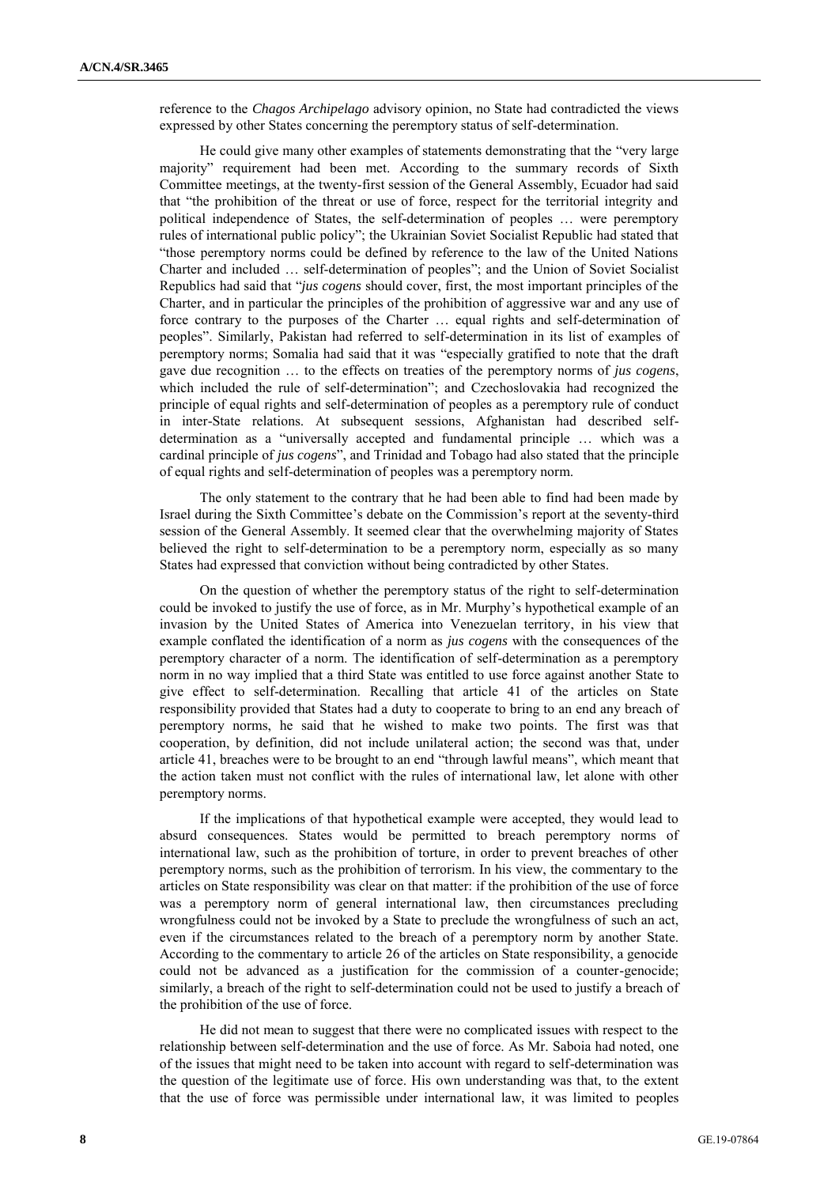reference to the *Chagos Archipelago* advisory opinion, no State had contradicted the views expressed by other States concerning the peremptory status of self-determination.

He could give many other examples of statements demonstrating that the "very large majority" requirement had been met. According to the summary records of Sixth Committee meetings, at the twenty-first session of the General Assembly, Ecuador had said that "the prohibition of the threat or use of force, respect for the territorial integrity and political independence of States, the self-determination of peoples … were peremptory rules of international public policy"; the Ukrainian Soviet Socialist Republic had stated that "those peremptory norms could be defined by reference to the law of the United Nations Charter and included … self-determination of peoples"; and the Union of Soviet Socialist Republics had said that "*jus cogens* should cover, first, the most important principles of the Charter, and in particular the principles of the prohibition of aggressive war and any use of force contrary to the purposes of the Charter … equal rights and self-determination of peoples". Similarly, Pakistan had referred to self-determination in its list of examples of peremptory norms; Somalia had said that it was "especially gratified to note that the draft gave due recognition … to the effects on treaties of the peremptory norms of *jus cogens*, which included the rule of self-determination"; and Czechoslovakia had recognized the principle of equal rights and self-determination of peoples as a peremptory rule of conduct in inter-State relations. At subsequent sessions, Afghanistan had described self-determination as a "universally accepted and fundamental principle … which was a cardinal principle of *jus cogens*", and Trinidad and Tobago had also stated that the principle of equal rights and self-determination of peoples was a peremptory norm.

The only statement to the contrary that he had been able to find had been made by Israel during the Sixth Committee's debate on the Commission's report at the seventy-third session of the General Assembly. It seemed clear that the overwhelming majority of States believed the right to self-determination to be a peremptory norm, especially as so many States had expressed that conviction without being contradicted by other States.

On the question of whether the peremptory status of the right to self-determination could be invoked to justify the use of force, as in Mr. Murphy's hypothetical example of an invasion by the United States of America into Venezuelan territory, in his view that example conflated the identification of a norm as *jus cogens* with the consequences of the peremptory character of a norm. The identification of self-determination as a peremptory norm in no way implied that a third State was entitled to use force against another State to give effect to self-determination. Recalling that article 41 of the articles on State responsibility provided that States had a duty to cooperate to bring to an end any breach of peremptory norms, he said that he wished to make two points. The first was that cooperation, by definition, did not include unilateral action; the second was that, under article 41, breaches were to be brought to an end "through lawful means", which meant that the action taken must not conflict with the rules of international law, let alone with other peremptory norms.

If the implications of that hypothetical example were accepted, they would lead to absurd consequences. States would be permitted to breach peremptory norms of international law, such as the prohibition of torture, in order to prevent breaches of other peremptory norms, such as the prohibition of terrorism. In his view, the commentary to the articles on State responsibility was clear on that matter: if the prohibition of the use of force was a peremptory norm of general international law, then circumstances precluding wrongfulness could not be invoked by a State to preclude the wrongfulness of such an act, even if the circumstances related to the breach of a peremptory norm by another State. According to the commentary to article 26 of the articles on State responsibility, a genocide could not be advanced as a justification for the commission of a counter-genocide; similarly, a breach of the right to self-determination could not be used to justify a breach of the prohibition of the use of force.

He did not mean to suggest that there were no complicated issues with respect to the relationship between self-determination and the use of force. As Mr. Saboia had noted, one of the issues that might need to be taken into account with regard to self-determination was the question of the legitimate use of force. His own understanding was that, to the extent that the use of force was permissible under international law, it was limited to peoples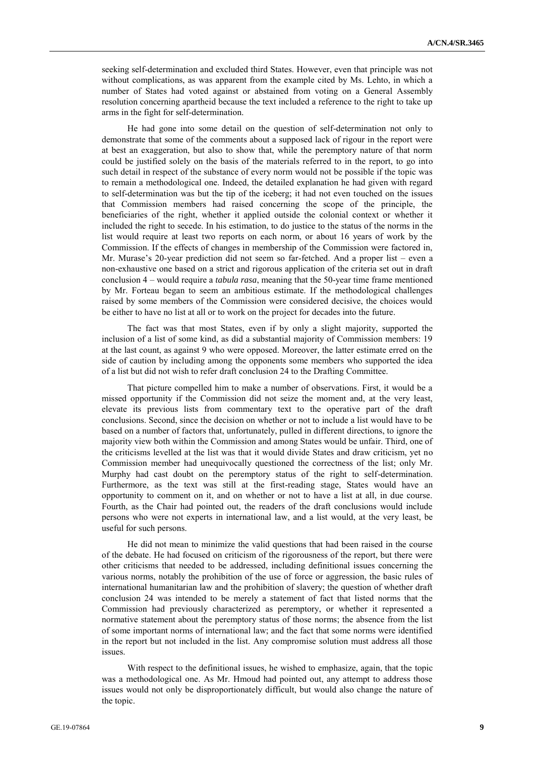seeking self-determination and excluded third States. However, even that principle was not without complications, as was apparent from the example cited by Ms. Lehto, in which a number of States had voted against or abstained from voting on a General Assembly resolution concerning apartheid because the text included a reference to the right to take up arms in the fight for self-determination.

He had gone into some detail on the question of self-determination not only to demonstrate that some of the comments about a supposed lack of rigour in the report were at best an exaggeration, but also to show that, while the peremptory nature of that norm could be justified solely on the basis of the materials referred to in the report, to go into such detail in respect of the substance of every norm would not be possible if the topic was to remain a methodological one. Indeed, the detailed explanation he had given with regard to self-determination was but the tip of the iceberg; it had not even touched on the issues that Commission members had raised concerning the scope of the principle, the beneficiaries of the right, whether it applied outside the colonial context or whether it included the right to secede. In his estimation, to do justice to the status of the norms in the list would require at least two reports on each norm, or about 16 years of work by the Commission. If the effects of changes in membership of the Commission were factored in, Mr. Murase's 20-year prediction did not seem so far-fetched. And a proper list – even a non-exhaustive one based on a strict and rigorous application of the criteria set out in draft conclusion 4 – would require a *tabula rasa*, meaning that the 50-year time frame mentioned by Mr. Forteau began to seem an ambitious estimate. If the methodological challenges raised by some members of the Commission were considered decisive, the choices would be either to have no list at all or to work on the project for decades into the future.

The fact was that most States, even if by only a slight majority, supported the inclusion of a list of some kind, as did a substantial majority of Commission members: 19 at the last count, as against 9 who were opposed. Moreover, the latter estimate erred on the side of caution by including among the opponents some members who supported the idea of a list but did not wish to refer draft conclusion 24 to the Drafting Committee.

That picture compelled him to make a number of observations. First, it would be a missed opportunity if the Commission did not seize the moment and, at the very least, elevate its previous lists from commentary text to the operative part of the draft conclusions. Second, since the decision on whether or not to include a list would have to be based on a number of factors that, unfortunately, pulled in different directions, to ignore the majority view both within the Commission and among States would be unfair. Third, one of the criticisms levelled at the list was that it would divide States and draw criticism, yet no Commission member had unequivocally questioned the correctness of the list; only Mr. Murphy had cast doubt on the peremptory status of the right to self-determination. Furthermore, as the text was still at the first-reading stage, States would have an opportunity to comment on it, and on whether or not to have a list at all, in due course. Fourth, as the Chair had pointed out, the readers of the draft conclusions would include persons who were not experts in international law, and a list would, at the very least, be useful for such persons.

He did not mean to minimize the valid questions that had been raised in the course of the debate. He had focused on criticism of the rigorousness of the report, but there were other criticisms that needed to be addressed, including definitional issues concerning the various norms, notably the prohibition of the use of force or aggression, the basic rules of international humanitarian law and the prohibition of slavery; the question of whether draft conclusion 24 was intended to be merely a statement of fact that listed norms that the Commission had previously characterized as peremptory, or whether it represented a normative statement about the peremptory status of those norms; the absence from the list of some important norms of international law; and the fact that some norms were identified in the report but not included in the list. Any compromise solution must address all those issues.

With respect to the definitional issues, he wished to emphasize, again, that the topic was a methodological one. As Mr. Hmoud had pointed out, any attempt to address those issues would not only be disproportionately difficult, but would also change the nature of the topic.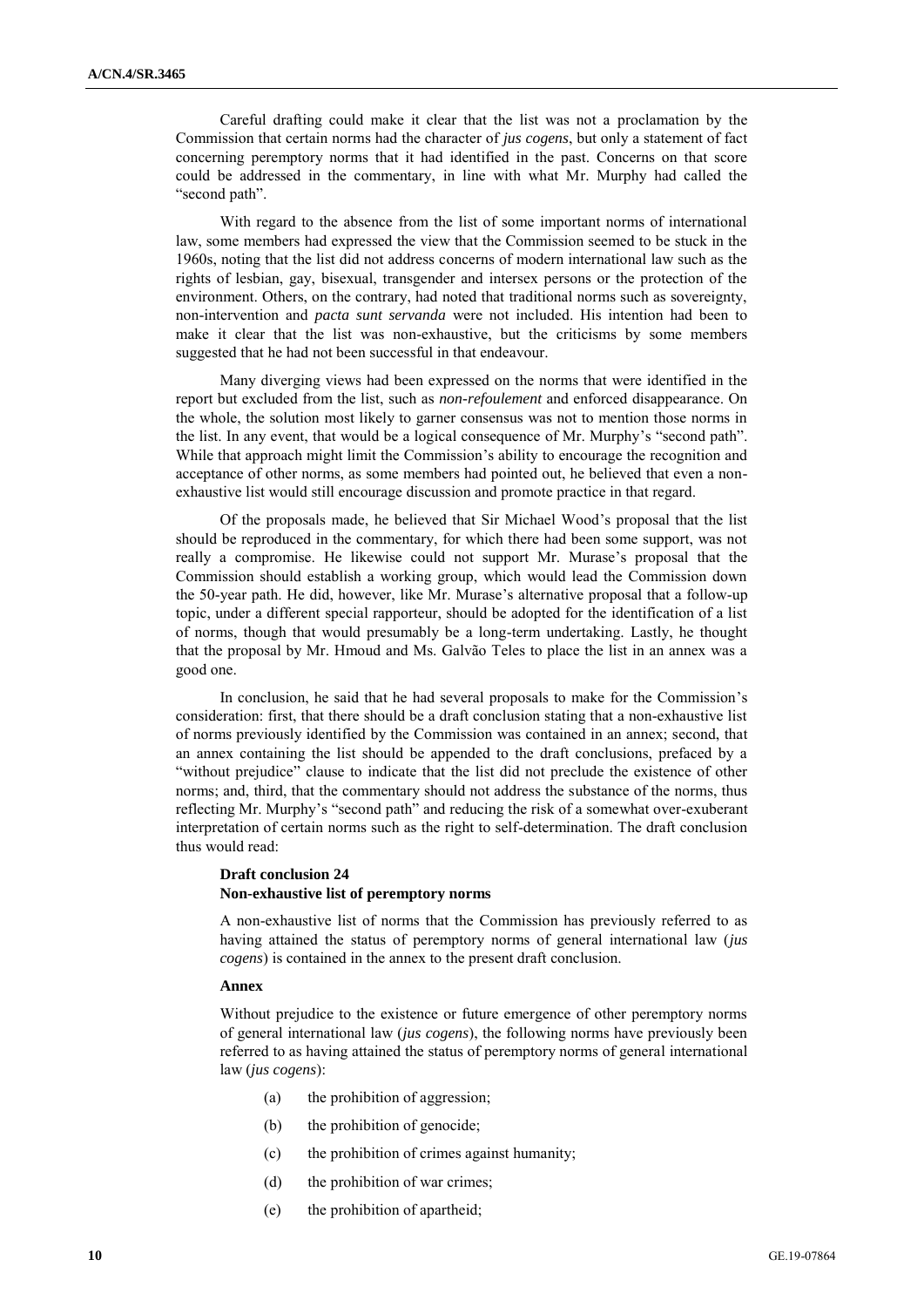Careful drafting could make it clear that the list was not a proclamation by the Commission that certain norms had the character of *jus cogens*, but only a statement of fact concerning peremptory norms that it had identified in the past. Concerns on that score could be addressed in the commentary, in line with what Mr. Murphy had called the "second path".

With regard to the absence from the list of some important norms of international law, some members had expressed the view that the Commission seemed to be stuck in the 1960s, noting that the list did not address concerns of modern international law such as the rights of lesbian, gay, bisexual, transgender and intersex persons or the protection of the environment. Others, on the contrary, had noted that traditional norms such as sovereignty, non-intervention and *pacta sunt servanda* were not included. His intention had been to make it clear that the list was non-exhaustive, but the criticisms by some members suggested that he had not been successful in that endeavour.

Many diverging views had been expressed on the norms that were identified in the report but excluded from the list, such as *non-refoulement* and enforced disappearance. On the whole, the solution most likely to garner consensus was not to mention those norms in the list. In any event, that would be a logical consequence of Mr. Murphy's "second path". While that approach might limit the Commission's ability to encourage the recognition and acceptance of other norms, as some members had pointed out, he believed that even a non-exhaustive list would still encourage discussion and promote practice in that regard.

Of the proposals made, he believed that Sir Michael Wood's proposal that the list should be reproduced in the commentary, for which there had been some support, was not really a compromise. He likewise could not support Mr. Murase's proposal that the Commission should establish a working group, which would lead the Commission down the 50-year path. He did, however, like Mr. Murase's alternative proposal that a follow-up topic, under a different special rapporteur, should be adopted for the identification of a list of norms, though that would presumably be a long-term undertaking. Lastly, he thought that the proposal by Mr. Hmoud and Ms. Galvão Teles to place the list in an annex was a good one.

In conclusion, he said that he had several proposals to make for the Commission's consideration: first, that there should be a draft conclusion stating that a non-exhaustive list of norms previously identified by the Commission was contained in an annex; second, that an annex containing the list should be appended to the draft conclusions, prefaced by a "without prejudice" clause to indicate that the list did not preclude the existence of other norms; and, third, that the commentary should not address the substance of the norms, thus reflecting Mr. Murphy's "second path" and reducing the risk of a somewhat over-exuberant interpretation of certain norms such as the right to self-determination. The draft conclusion thus would read:

**Draft conclusion 24**
**Non-exhaustive list of peremptory norms**

A non-exhaustive list of norms that the Commission has previously referred to as having attained the status of peremptory norms of general international law (*jus cogens*) is contained in the annex to the present draft conclusion.

**Annex**

Without prejudice to the existence or future emergence of other peremptory norms of general international law (*jus cogens*), the following norms have previously been referred to as having attained the status of peremptory norms of general international law (*jus cogens*):

(a) the prohibition of aggression;

(b) the prohibition of genocide;

(c) the prohibition of crimes against humanity;

(d) the prohibition of war crimes;

(e) the prohibition of apartheid;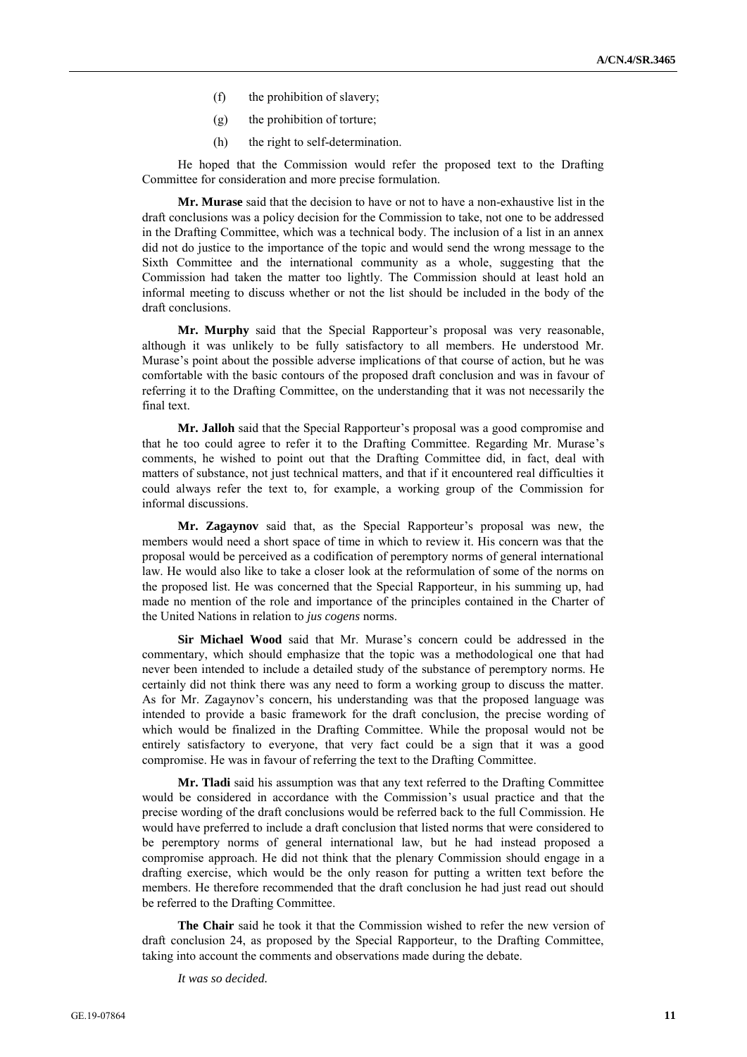(f) the prohibition of slavery;

(g) the prohibition of torture;

(h) the right to self-determination.

He hoped that the Commission would refer the proposed text to the Drafting Committee for consideration and more precise formulation.

**Mr. Murase** said that the decision to have or not to have a non-exhaustive list in the draft conclusions was a policy decision for the Commission to take, not one to be addressed in the Drafting Committee, which was a technical body. The inclusion of a list in an annex did not do justice to the importance of the topic and would send the wrong message to the Sixth Committee and the international community as a whole, suggesting that the Commission had taken the matter too lightly. The Commission should at least hold an informal meeting to discuss whether or not the list should be included in the body of the draft conclusions.

**Mr. Murphy** said that the Special Rapporteur's proposal was very reasonable, although it was unlikely to be fully satisfactory to all members. He understood Mr. Murase's point about the possible adverse implications of that course of action, but he was comfortable with the basic contours of the proposed draft conclusion and was in favour of referring it to the Drafting Committee, on the understanding that it was not necessarily the final text.

**Mr. Jalloh** said that the Special Rapporteur's proposal was a good compromise and that he too could agree to refer it to the Drafting Committee. Regarding Mr. Murase's comments, he wished to point out that the Drafting Committee did, in fact, deal with matters of substance, not just technical matters, and that if it encountered real difficulties it could always refer the text to, for example, a working group of the Commission for informal discussions.

**Mr. Zagaynov** said that, as the Special Rapporteur's proposal was new, the members would need a short space of time in which to review it. His concern was that the proposal would be perceived as a codification of peremptory norms of general international law. He would also like to take a closer look at the reformulation of some of the norms on the proposed list. He was concerned that the Special Rapporteur, in his summing up, had made no mention of the role and importance of the principles contained in the Charter of the United Nations in relation to *jus cogens* norms.

**Sir Michael Wood** said that Mr. Murase's concern could be addressed in the commentary, which should emphasize that the topic was a methodological one that had never been intended to include a detailed study of the substance of peremptory norms. He certainly did not think there was any need to form a working group to discuss the matter. As for Mr. Zagaynov's concern, his understanding was that the proposed language was intended to provide a basic framework for the draft conclusion, the precise wording of which would be finalized in the Drafting Committee. While the proposal would not be entirely satisfactory to everyone, that very fact could be a sign that it was a good compromise. He was in favour of referring the text to the Drafting Committee.

**Mr. Tladi** said his assumption was that any text referred to the Drafting Committee would be considered in accordance with the Commission's usual practice and that the precise wording of the draft conclusions would be referred back to the full Commission. He would have preferred to include a draft conclusion that listed norms that were considered to be peremptory norms of general international law, but he had instead proposed a compromise approach. He did not think that the plenary Commission should engage in a drafting exercise, which would be the only reason for putting a written text before the members. He therefore recommended that the draft conclusion he had just read out should be referred to the Drafting Committee.

**The Chair** said he took it that the Commission wished to refer the new version of draft conclusion 24, as proposed by the Special Rapporteur, to the Drafting Committee, taking into account the comments and observations made during the debate.

*It was so decided.*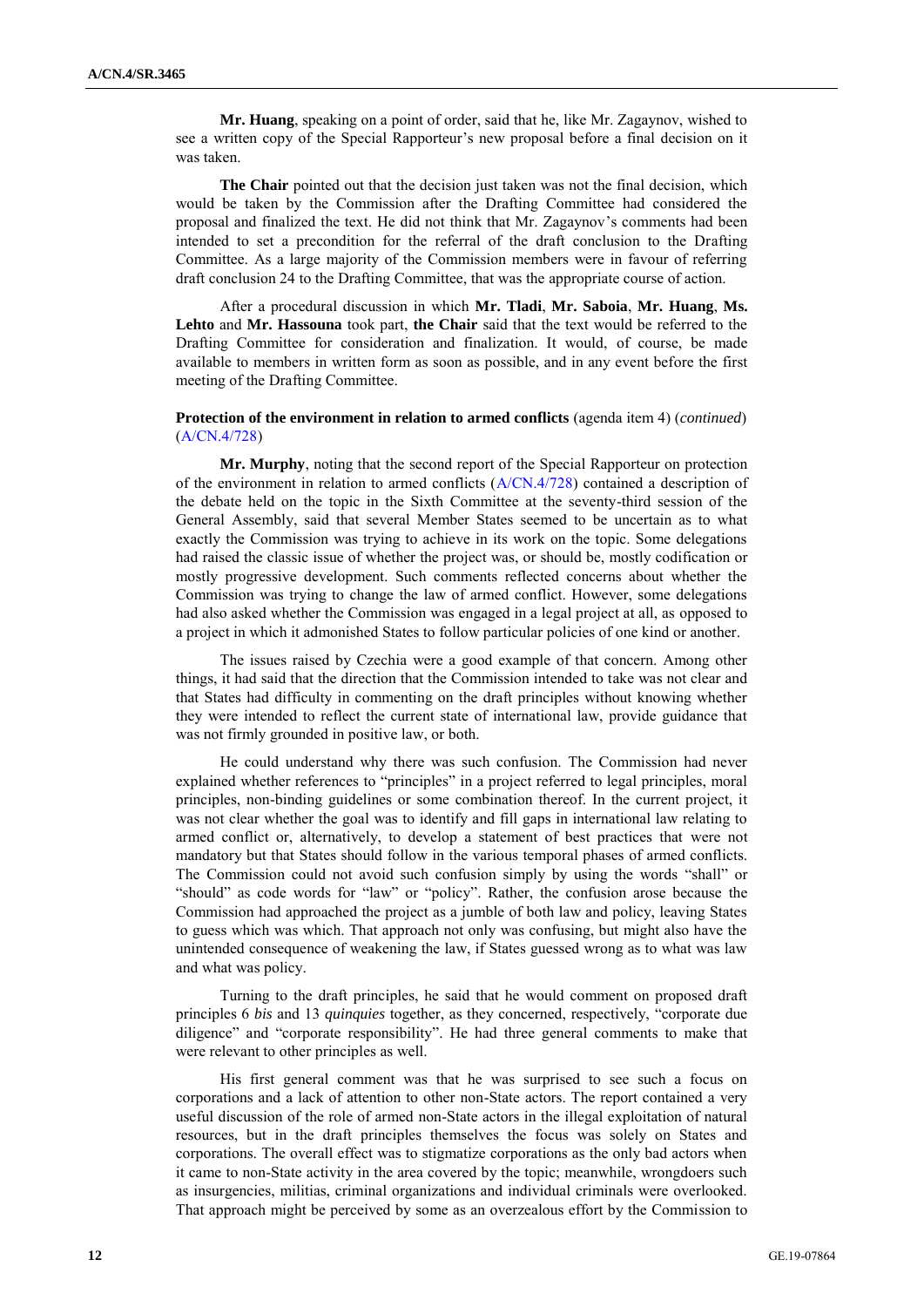**Mr. Huang**, speaking on a point of order, said that he, like Mr. Zagaynov, wished to see a written copy of the Special Rapporteur's new proposal before a final decision on it was taken.

**The Chair** pointed out that the decision just taken was not the final decision, which would be taken by the Commission after the Drafting Committee had considered the proposal and finalized the text. He did not think that Mr. Zagaynov's comments had been intended to set a precondition for the referral of the draft conclusion to the Drafting Committee. As a large majority of the Commission members were in favour of referring draft conclusion 24 to the Drafting Committee, that was the appropriate course of action.

After a procedural discussion in which **Mr. Tladi**, **Mr. Saboia**, **Mr. Huang**, **Ms. Lehto** and **Mr. Hassouna** took part, **the Chair** said that the text would be referred to the Drafting Committee for consideration and finalization. It would, of course, be made available to members in written form as soon as possible, and in any event before the first meeting of the Drafting Committee.

**Protection of the environment in relation to armed conflicts** (agenda item 4) (*continued*) (A/CN.4/728)

**Mr. Murphy**, noting that the second report of the Special Rapporteur on protection of the environment in relation to armed conflicts (A/CN.4/728) contained a description of the debate held on the topic in the Sixth Committee at the seventy-third session of the General Assembly, said that several Member States seemed to be uncertain as to what exactly the Commission was trying to achieve in its work on the topic. Some delegations had raised the classic issue of whether the project was, or should be, mostly codification or mostly progressive development. Such comments reflected concerns about whether the Commission was trying to change the law of armed conflict. However, some delegations had also asked whether the Commission was engaged in a legal project at all, as opposed to a project in which it admonished States to follow particular policies of one kind or another.

The issues raised by Czechia were a good example of that concern. Among other things, it had said that the direction that the Commission intended to take was not clear and that States had difficulty in commenting on the draft principles without knowing whether they were intended to reflect the current state of international law, provide guidance that was not firmly grounded in positive law, or both.

He could understand why there was such confusion. The Commission had never explained whether references to "principles" in a project referred to legal principles, moral principles, non-binding guidelines or some combination thereof. In the current project, it was not clear whether the goal was to identify and fill gaps in international law relating to armed conflict or, alternatively, to develop a statement of best practices that were not mandatory but that States should follow in the various temporal phases of armed conflicts. The Commission could not avoid such confusion simply by using the words "shall" or "should" as code words for "law" or "policy". Rather, the confusion arose because the Commission had approached the project as a jumble of both law and policy, leaving States to guess which was which. That approach not only was confusing, but might also have the unintended consequence of weakening the law, if States guessed wrong as to what was law and what was policy.

Turning to the draft principles, he said that he would comment on proposed draft principles 6 *bis* and 13 *quinquies* together, as they concerned, respectively, "corporate due diligence" and "corporate responsibility". He had three general comments to make that were relevant to other principles as well.

His first general comment was that he was surprised to see such a focus on corporations and a lack of attention to other non-State actors. The report contained a very useful discussion of the role of armed non-State actors in the illegal exploitation of natural resources, but in the draft principles themselves the focus was solely on States and corporations. The overall effect was to stigmatize corporations as the only bad actors when it came to non-State activity in the area covered by the topic; meanwhile, wrongdoers such as insurgencies, militias, criminal organizations and individual criminals were overlooked. That approach might be perceived by some as an overzealous effort by the Commission to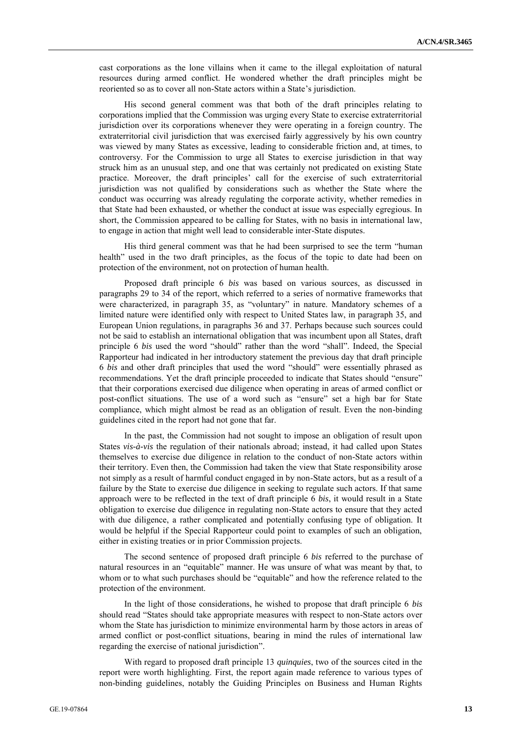cast corporations as the lone villains when it came to the illegal exploitation of natural resources during armed conflict. He wondered whether the draft principles might be reoriented so as to cover all non-State actors within a State's jurisdiction.

His second general comment was that both of the draft principles relating to corporations implied that the Commission was urging every State to exercise extraterritorial jurisdiction over its corporations whenever they were operating in a foreign country. The extraterritorial civil jurisdiction that was exercised fairly aggressively by his own country was viewed by many States as excessive, leading to considerable friction and, at times, to controversy. For the Commission to urge all States to exercise jurisdiction in that way struck him as an unusual step, and one that was certainly not predicated on existing State practice. Moreover, the draft principles' call for the exercise of such extraterritorial jurisdiction was not qualified by considerations such as whether the State where the conduct was occurring was already regulating the corporate activity, whether remedies in that State had been exhausted, or whether the conduct at issue was especially egregious. In short, the Commission appeared to be calling for States, with no basis in international law, to engage in action that might well lead to considerable inter-State disputes.

His third general comment was that he had been surprised to see the term "human health" used in the two draft principles, as the focus of the topic to date had been on protection of the environment, not on protection of human health.

Proposed draft principle 6 *bis* was based on various sources, as discussed in paragraphs 29 to 34 of the report, which referred to a series of normative frameworks that were characterized, in paragraph 35, as "voluntary" in nature. Mandatory schemes of a limited nature were identified only with respect to United States law, in paragraph 35, and European Union regulations, in paragraphs 36 and 37. Perhaps because such sources could not be said to establish an international obligation that was incumbent upon all States, draft principle 6 *bis* used the word "should" rather than the word "shall". Indeed, the Special Rapporteur had indicated in her introductory statement the previous day that draft principle 6 *bis* and other draft principles that used the word "should" were essentially phrased as recommendations. Yet the draft principle proceeded to indicate that States should "ensure" that their corporations exercised due diligence when operating in areas of armed conflict or post-conflict situations. The use of a word such as "ensure" set a high bar for State compliance, which might almost be read as an obligation of result. Even the non-binding guidelines cited in the report had not gone that far.

In the past, the Commission had not sought to impose an obligation of result upon States *vis-à-vis* the regulation of their nationals abroad; instead, it had called upon States themselves to exercise due diligence in relation to the conduct of non-State actors within their territory. Even then, the Commission had taken the view that State responsibility arose not simply as a result of harmful conduct engaged in by non-State actors, but as a result of a failure by the State to exercise due diligence in seeking to regulate such actors. If that same approach were to be reflected in the text of draft principle 6 *bis*, it would result in a State obligation to exercise due diligence in regulating non-State actors to ensure that they acted with due diligence, a rather complicated and potentially confusing type of obligation. It would be helpful if the Special Rapporteur could point to examples of such an obligation, either in existing treaties or in prior Commission projects.

The second sentence of proposed draft principle 6 *bis* referred to the purchase of natural resources in an "equitable" manner. He was unsure of what was meant by that, to whom or to what such purchases should be "equitable" and how the reference related to the protection of the environment.

In the light of those considerations, he wished to propose that draft principle 6 *bis* should read "States should take appropriate measures with respect to non-State actors over whom the State has jurisdiction to minimize environmental harm by those actors in areas of armed conflict or post-conflict situations, bearing in mind the rules of international law regarding the exercise of national jurisdiction".

With regard to proposed draft principle 13 *quinquies*, two of the sources cited in the report were worth highlighting. First, the report again made reference to various types of non-binding guidelines, notably the Guiding Principles on Business and Human Rights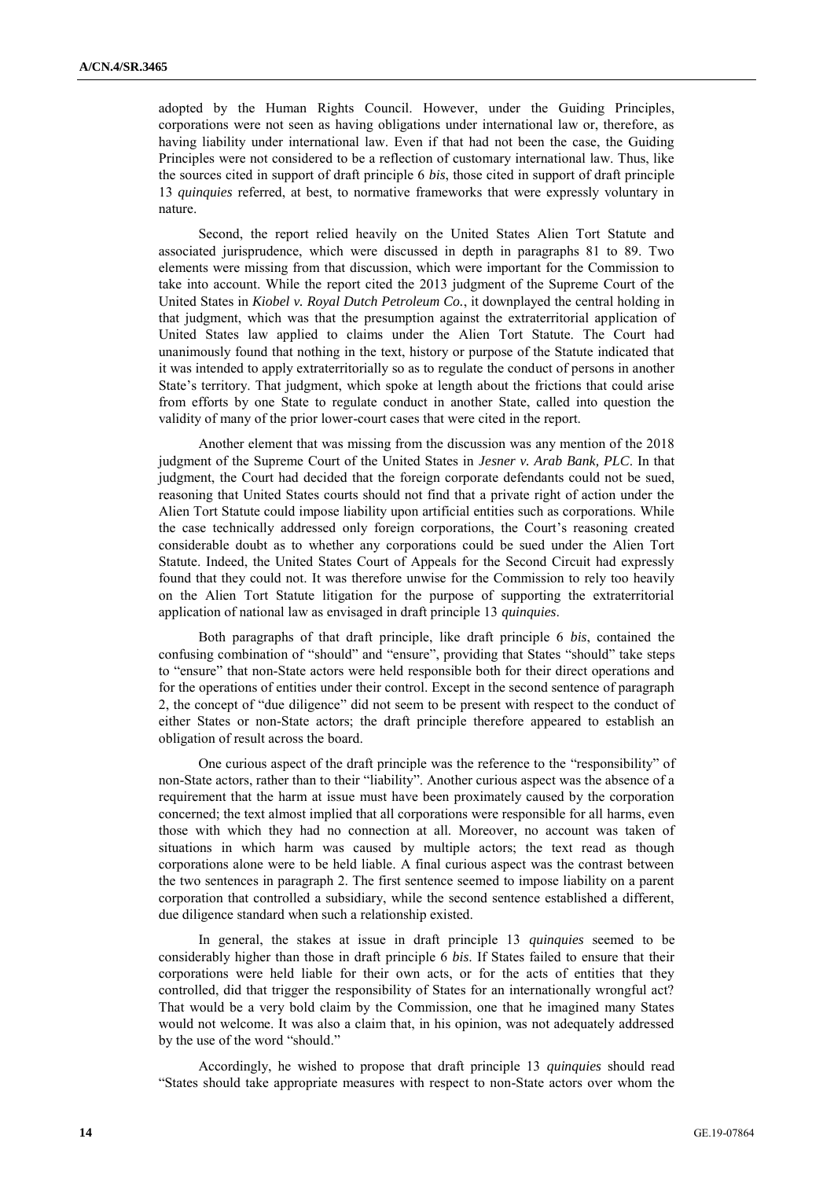adopted by the Human Rights Council. However, under the Guiding Principles, corporations were not seen as having obligations under international law or, therefore, as having liability under international law. Even if that had not been the case, the Guiding Principles were not considered to be a reflection of customary international law. Thus, like the sources cited in support of draft principle 6 *bis*, those cited in support of draft principle 13 *quinquies* referred, at best, to normative frameworks that were expressly voluntary in nature.

Second, the report relied heavily on the United States Alien Tort Statute and associated jurisprudence, which were discussed in depth in paragraphs 81 to 89. Two elements were missing from that discussion, which were important for the Commission to take into account. While the report cited the 2013 judgment of the Supreme Court of the United States in *Kiobel v. Royal Dutch Petroleum Co.*, it downplayed the central holding in that judgment, which was that the presumption against the extraterritorial application of United States law applied to claims under the Alien Tort Statute. The Court had unanimously found that nothing in the text, history or purpose of the Statute indicated that it was intended to apply extraterritorially so as to regulate the conduct of persons in another State's territory. That judgment, which spoke at length about the frictions that could arise from efforts by one State to regulate conduct in another State, called into question the validity of many of the prior lower-court cases that were cited in the report.

Another element that was missing from the discussion was any mention of the 2018 judgment of the Supreme Court of the United States in *Jesner v. Arab Bank, PLC*. In that judgment, the Court had decided that the foreign corporate defendants could not be sued, reasoning that United States courts should not find that a private right of action under the Alien Tort Statute could impose liability upon artificial entities such as corporations. While the case technically addressed only foreign corporations, the Court's reasoning created considerable doubt as to whether any corporations could be sued under the Alien Tort Statute. Indeed, the United States Court of Appeals for the Second Circuit had expressly found that they could not. It was therefore unwise for the Commission to rely too heavily on the Alien Tort Statute litigation for the purpose of supporting the extraterritorial application of national law as envisaged in draft principle 13 *quinquies*.

Both paragraphs of that draft principle, like draft principle 6 *bis*, contained the confusing combination of "should" and "ensure", providing that States "should" take steps to "ensure" that non-State actors were held responsible both for their direct operations and for the operations of entities under their control. Except in the second sentence of paragraph 2, the concept of "due diligence" did not seem to be present with respect to the conduct of either States or non-State actors; the draft principle therefore appeared to establish an obligation of result across the board.

One curious aspect of the draft principle was the reference to the "responsibility" of non-State actors, rather than to their "liability". Another curious aspect was the absence of a requirement that the harm at issue must have been proximately caused by the corporation concerned; the text almost implied that all corporations were responsible for all harms, even those with which they had no connection at all. Moreover, no account was taken of situations in which harm was caused by multiple actors; the text read as though corporations alone were to be held liable. A final curious aspect was the contrast between the two sentences in paragraph 2. The first sentence seemed to impose liability on a parent corporation that controlled a subsidiary, while the second sentence established a different, due diligence standard when such a relationship existed.

In general, the stakes at issue in draft principle 13 *quinquies* seemed to be considerably higher than those in draft principle 6 *bis*. If States failed to ensure that their corporations were held liable for their own acts, or for the acts of entities that they controlled, did that trigger the responsibility of States for an internationally wrongful act? That would be a very bold claim by the Commission, one that he imagined many States would not welcome. It was also a claim that, in his opinion, was not adequately addressed by the use of the word "should."

Accordingly, he wished to propose that draft principle 13 *quinquies* should read "States should take appropriate measures with respect to non-State actors over whom the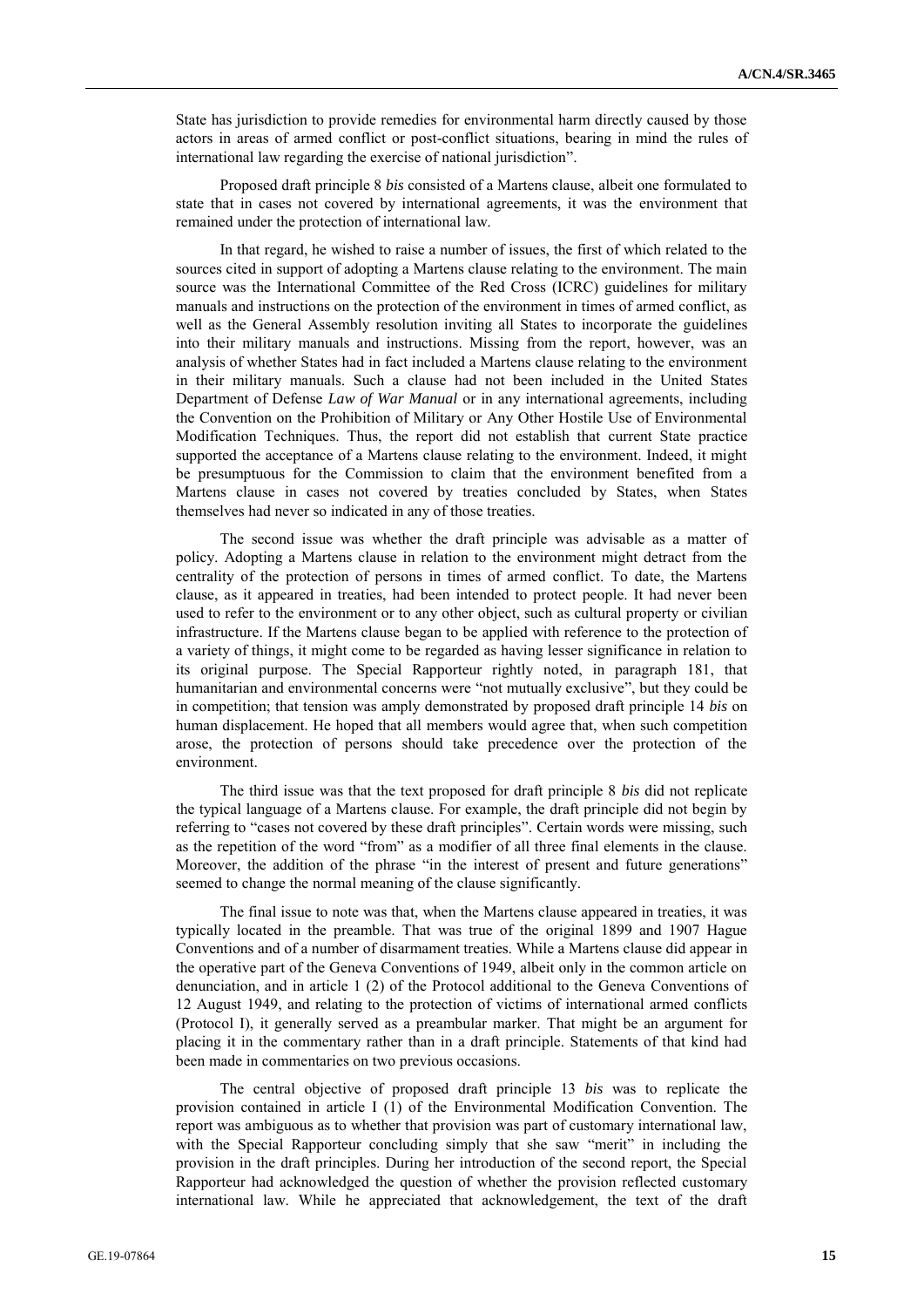State has jurisdiction to provide remedies for environmental harm directly caused by those actors in areas of armed conflict or post-conflict situations, bearing in mind the rules of international law regarding the exercise of national jurisdiction".

Proposed draft principle 8 *bis* consisted of a Martens clause, albeit one formulated to state that in cases not covered by international agreements, it was the environment that remained under the protection of international law.

In that regard, he wished to raise a number of issues, the first of which related to the sources cited in support of adopting a Martens clause relating to the environment. The main source was the International Committee of the Red Cross (ICRC) guidelines for military manuals and instructions on the protection of the environment in times of armed conflict, as well as the General Assembly resolution inviting all States to incorporate the guidelines into their military manuals and instructions. Missing from the report, however, was an analysis of whether States had in fact included a Martens clause relating to the environment in their military manuals. Such a clause had not been included in the United States Department of Defense *Law of War Manual* or in any international agreements, including the Convention on the Prohibition of Military or Any Other Hostile Use of Environmental Modification Techniques. Thus, the report did not establish that current State practice supported the acceptance of a Martens clause relating to the environment. Indeed, it might be presumptuous for the Commission to claim that the environment benefited from a Martens clause in cases not covered by treaties concluded by States, when States themselves had never so indicated in any of those treaties.

The second issue was whether the draft principle was advisable as a matter of policy. Adopting a Martens clause in relation to the environment might detract from the centrality of the protection of persons in times of armed conflict. To date, the Martens clause, as it appeared in treaties, had been intended to protect people. It had never been used to refer to the environment or to any other object, such as cultural property or civilian infrastructure. If the Martens clause began to be applied with reference to the protection of a variety of things, it might come to be regarded as having lesser significance in relation to its original purpose. The Special Rapporteur rightly noted, in paragraph 181, that humanitarian and environmental concerns were "not mutually exclusive", but they could be in competition; that tension was amply demonstrated by proposed draft principle 14 *bis* on human displacement. He hoped that all members would agree that, when such competition arose, the protection of persons should take precedence over the protection of the environment.

The third issue was that the text proposed for draft principle 8 *bis* did not replicate the typical language of a Martens clause. For example, the draft principle did not begin by referring to "cases not covered by these draft principles". Certain words were missing, such as the repetition of the word "from" as a modifier of all three final elements in the clause. Moreover, the addition of the phrase "in the interest of present and future generations" seemed to change the normal meaning of the clause significantly.

The final issue to note was that, when the Martens clause appeared in treaties, it was typically located in the preamble. That was true of the original 1899 and 1907 Hague Conventions and of a number of disarmament treaties. While a Martens clause did appear in the operative part of the Geneva Conventions of 1949, albeit only in the common article on denunciation, and in article 1 (2) of the Protocol additional to the Geneva Conventions of 12 August 1949, and relating to the protection of victims of international armed conflicts (Protocol I), it generally served as a preambular marker. That might be an argument for placing it in the commentary rather than in a draft principle. Statements of that kind had been made in commentaries on two previous occasions.

The central objective of proposed draft principle 13 *bis* was to replicate the provision contained in article I (1) of the Environmental Modification Convention. The report was ambiguous as to whether that provision was part of customary international law, with the Special Rapporteur concluding simply that she saw "merit" in including the provision in the draft principles. During her introduction of the second report, the Special Rapporteur had acknowledged the question of whether the provision reflected customary international law. While he appreciated that acknowledgement, the text of the draft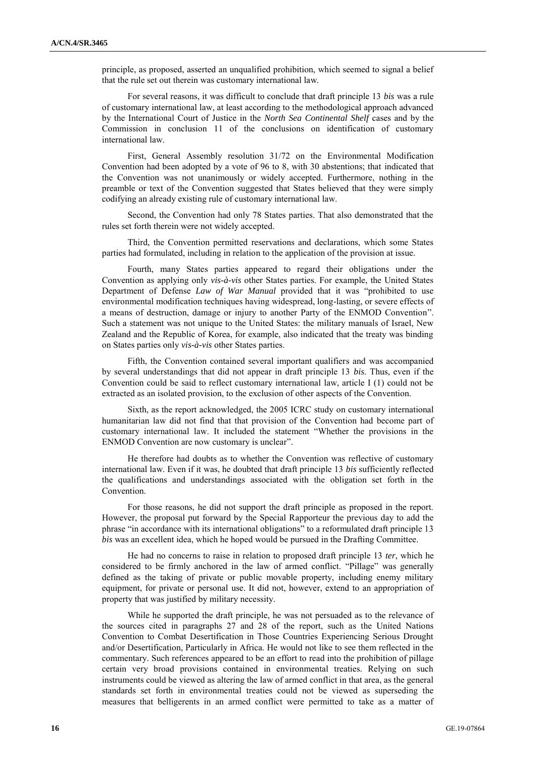principle, as proposed, asserted an unqualified prohibition, which seemed to signal a belief that the rule set out therein was customary international law.

For several reasons, it was difficult to conclude that draft principle 13 *bis* was a rule of customary international law, at least according to the methodological approach advanced by the International Court of Justice in the *North Sea Continental Shelf* cases and by the Commission in conclusion 11 of the conclusions on identification of customary international law.

First, General Assembly resolution 31/72 on the Environmental Modification Convention had been adopted by a vote of 96 to 8, with 30 abstentions; that indicated that the Convention was not unanimously or widely accepted. Furthermore, nothing in the preamble or text of the Convention suggested that States believed that they were simply codifying an already existing rule of customary international law.

Second, the Convention had only 78 States parties. That also demonstrated that the rules set forth therein were not widely accepted.

Third, the Convention permitted reservations and declarations, which some States parties had formulated, including in relation to the application of the provision at issue.

Fourth, many States parties appeared to regard their obligations under the Convention as applying only *vis-à-vis* other States parties. For example, the United States Department of Defense *Law of War Manual* provided that it was "prohibited to use environmental modification techniques having widespread, long-lasting, or severe effects of a means of destruction, damage or injury to another Party of the ENMOD Convention". Such a statement was not unique to the United States: the military manuals of Israel, New Zealand and the Republic of Korea, for example, also indicated that the treaty was binding on States parties only *vis-à-vis* other States parties.

Fifth, the Convention contained several important qualifiers and was accompanied by several understandings that did not appear in draft principle 13 *bis*. Thus, even if the Convention could be said to reflect customary international law, article I (1) could not be extracted as an isolated provision, to the exclusion of other aspects of the Convention.

Sixth, as the report acknowledged, the 2005 ICRC study on customary international humanitarian law did not find that that provision of the Convention had become part of customary international law. It included the statement "Whether the provisions in the ENMOD Convention are now customary is unclear".

He therefore had doubts as to whether the Convention was reflective of customary international law. Even if it was, he doubted that draft principle 13 *bis* sufficiently reflected the qualifications and understandings associated with the obligation set forth in the Convention.

For those reasons, he did not support the draft principle as proposed in the report. However, the proposal put forward by the Special Rapporteur the previous day to add the phrase "in accordance with its international obligations" to a reformulated draft principle 13 *bis* was an excellent idea, which he hoped would be pursued in the Drafting Committee.

He had no concerns to raise in relation to proposed draft principle 13 *ter*, which he considered to be firmly anchored in the law of armed conflict. "Pillage" was generally defined as the taking of private or public movable property, including enemy military equipment, for private or personal use. It did not, however, extend to an appropriation of property that was justified by military necessity.

While he supported the draft principle, he was not persuaded as to the relevance of the sources cited in paragraphs 27 and 28 of the report, such as the United Nations Convention to Combat Desertification in Those Countries Experiencing Serious Drought and/or Desertification, Particularly in Africa. He would not like to see them reflected in the commentary. Such references appeared to be an effort to read into the prohibition of pillage certain very broad provisions contained in environmental treaties. Relying on such instruments could be viewed as altering the law of armed conflict in that area, as the general standards set forth in environmental treaties could not be viewed as superseding the measures that belligerents in an armed conflict were permitted to take as a matter of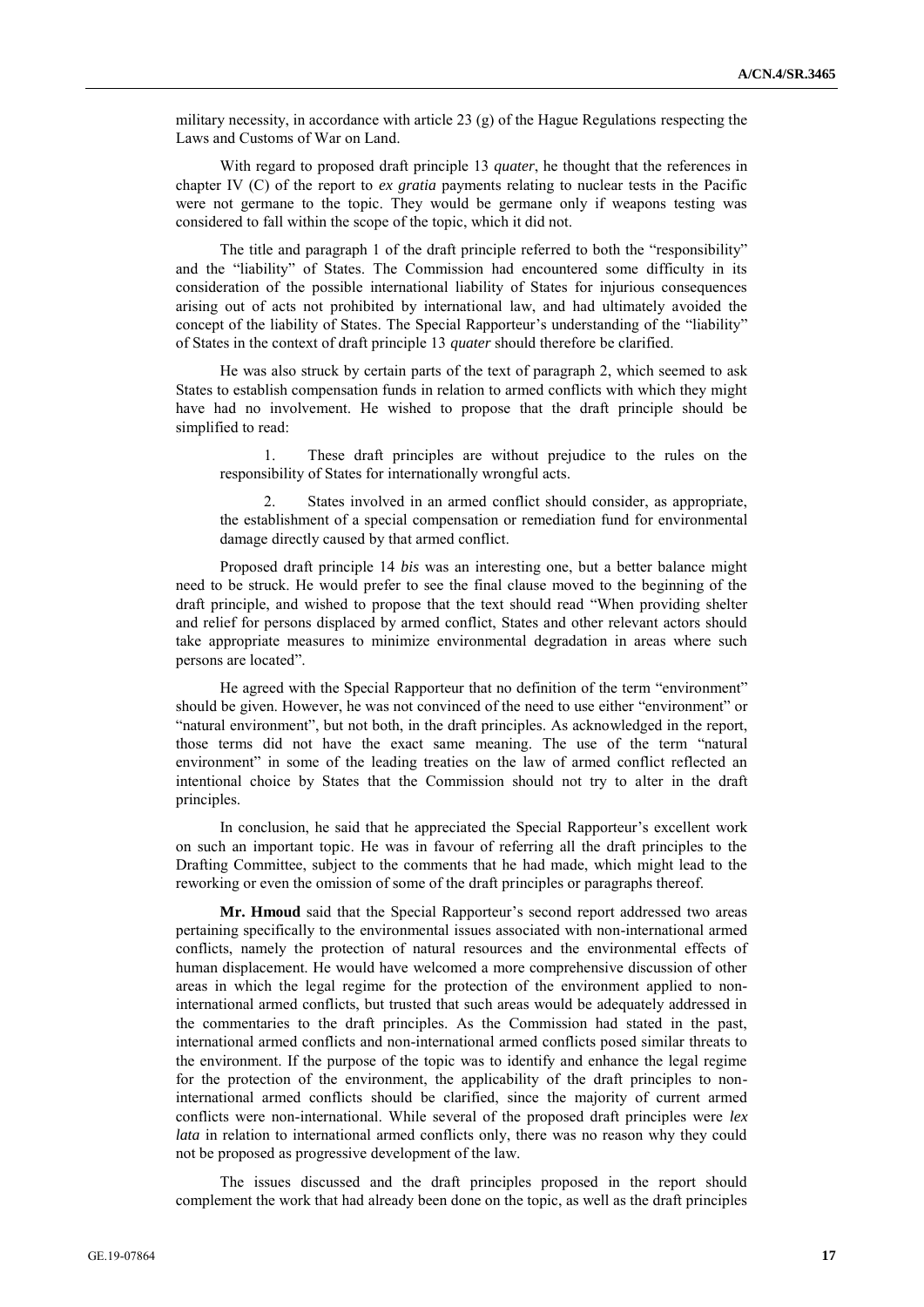military necessity, in accordance with article 23 (g) of the Hague Regulations respecting the Laws and Customs of War on Land.

With regard to proposed draft principle 13 *quater*, he thought that the references in chapter IV (C) of the report to *ex gratia* payments relating to nuclear tests in the Pacific were not germane to the topic. They would be germane only if weapons testing was considered to fall within the scope of the topic, which it did not.

The title and paragraph 1 of the draft principle referred to both the "responsibility" and the "liability" of States. The Commission had encountered some difficulty in its consideration of the possible international liability of States for injurious consequences arising out of acts not prohibited by international law, and had ultimately avoided the concept of the liability of States. The Special Rapporteur's understanding of the "liability" of States in the context of draft principle 13 *quater* should therefore be clarified.

He was also struck by certain parts of the text of paragraph 2, which seemed to ask States to establish compensation funds in relation to armed conflicts with which they might have had no involvement. He wished to propose that the draft principle should be simplified to read:

> 1. These draft principles are without prejudice to the rules on the responsibility of States for internationally wrongful acts.
>
> 2. States involved in an armed conflict should consider, as appropriate, the establishment of a special compensation or remediation fund for environmental damage directly caused by that armed conflict.

Proposed draft principle 14 *bis* was an interesting one, but a better balance might need to be struck. He would prefer to see the final clause moved to the beginning of the draft principle, and wished to propose that the text should read "When providing shelter and relief for persons displaced by armed conflict, States and other relevant actors should take appropriate measures to minimize environmental degradation in areas where such persons are located".

He agreed with the Special Rapporteur that no definition of the term "environment" should be given. However, he was not convinced of the need to use either "environment" or "natural environment", but not both, in the draft principles. As acknowledged in the report, those terms did not have the exact same meaning. The use of the term "natural environment" in some of the leading treaties on the law of armed conflict reflected an intentional choice by States that the Commission should not try to alter in the draft principles.

In conclusion, he said that he appreciated the Special Rapporteur's excellent work on such an important topic. He was in favour of referring all the draft principles to the Drafting Committee, subject to the comments that he had made, which might lead to the reworking or even the omission of some of the draft principles or paragraphs thereof.

**Mr. Hmoud** said that the Special Rapporteur's second report addressed two areas pertaining specifically to the environmental issues associated with non-international armed conflicts, namely the protection of natural resources and the environmental effects of human displacement. He would have welcomed a more comprehensive discussion of other areas in which the legal regime for the protection of the environment applied to non-international armed conflicts, but trusted that such areas would be adequately addressed in the commentaries to the draft principles. As the Commission had stated in the past, international armed conflicts and non-international armed conflicts posed similar threats to the environment. If the purpose of the topic was to identify and enhance the legal regime for the protection of the environment, the applicability of the draft principles to non-international armed conflicts should be clarified, since the majority of current armed conflicts were non-international. While several of the proposed draft principles were *lex lata* in relation to international armed conflicts only, there was no reason why they could not be proposed as progressive development of the law.

The issues discussed and the draft principles proposed in the report should complement the work that had already been done on the topic, as well as the draft principles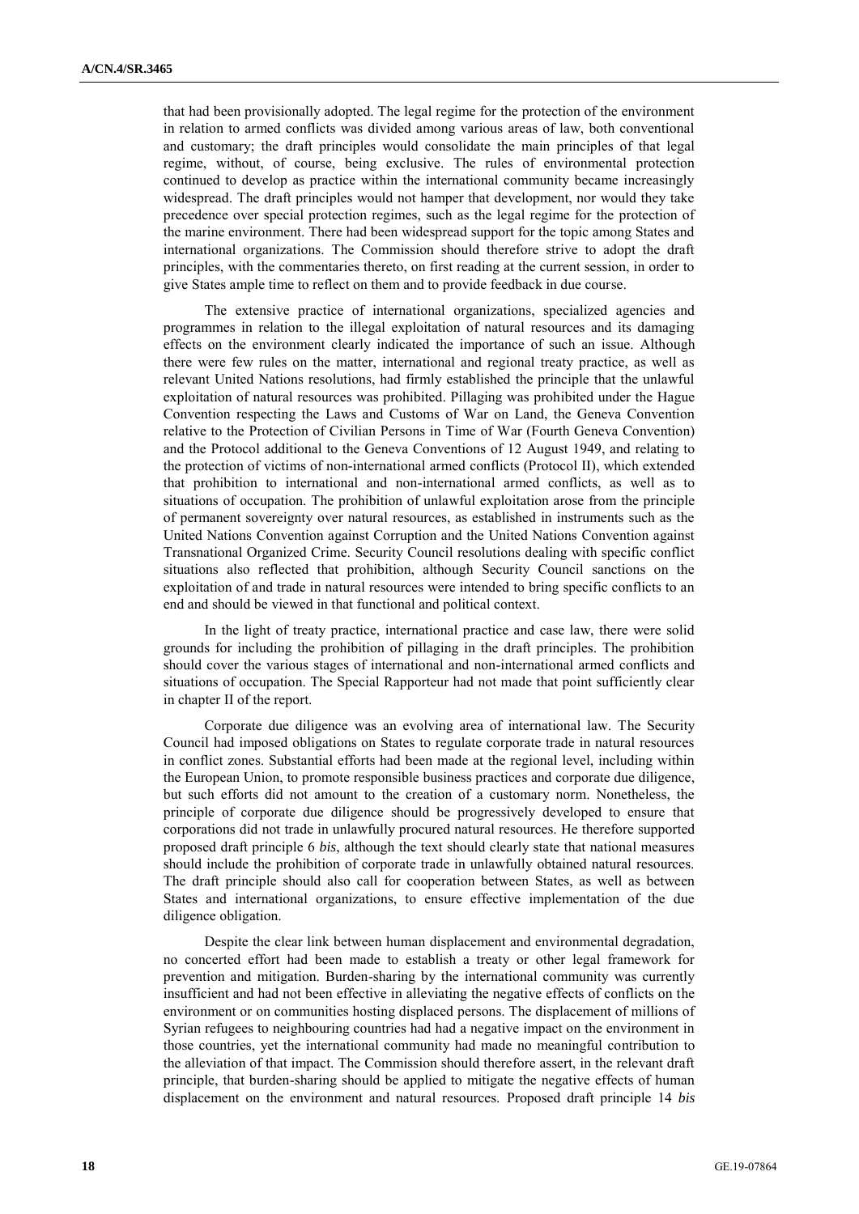that had been provisionally adopted. The legal regime for the protection of the environment in relation to armed conflicts was divided among various areas of law, both conventional and customary; the draft principles would consolidate the main principles of that legal regime, without, of course, being exclusive. The rules of environmental protection continued to develop as practice within the international community became increasingly widespread. The draft principles would not hamper that development, nor would they take precedence over special protection regimes, such as the legal regime for the protection of the marine environment. There had been widespread support for the topic among States and international organizations. The Commission should therefore strive to adopt the draft principles, with the commentaries thereto, on first reading at the current session, in order to give States ample time to reflect on them and to provide feedback in due course.

The extensive practice of international organizations, specialized agencies and programmes in relation to the illegal exploitation of natural resources and its damaging effects on the environment clearly indicated the importance of such an issue. Although there were few rules on the matter, international and regional treaty practice, as well as relevant United Nations resolutions, had firmly established the principle that the unlawful exploitation of natural resources was prohibited. Pillaging was prohibited under the Hague Convention respecting the Laws and Customs of War on Land, the Geneva Convention relative to the Protection of Civilian Persons in Time of War (Fourth Geneva Convention) and the Protocol additional to the Geneva Conventions of 12 August 1949, and relating to the protection of victims of non-international armed conflicts (Protocol II), which extended that prohibition to international and non-international armed conflicts, as well as to situations of occupation. The prohibition of unlawful exploitation arose from the principle of permanent sovereignty over natural resources, as established in instruments such as the United Nations Convention against Corruption and the United Nations Convention against Transnational Organized Crime. Security Council resolutions dealing with specific conflict situations also reflected that prohibition, although Security Council sanctions on the exploitation of and trade in natural resources were intended to bring specific conflicts to an end and should be viewed in that functional and political context.

In the light of treaty practice, international practice and case law, there were solid grounds for including the prohibition of pillaging in the draft principles. The prohibition should cover the various stages of international and non-international armed conflicts and situations of occupation. The Special Rapporteur had not made that point sufficiently clear in chapter II of the report.

Corporate due diligence was an evolving area of international law. The Security Council had imposed obligations on States to regulate corporate trade in natural resources in conflict zones. Substantial efforts had been made at the regional level, including within the European Union, to promote responsible business practices and corporate due diligence, but such efforts did not amount to the creation of a customary norm. Nonetheless, the principle of corporate due diligence should be progressively developed to ensure that corporations did not trade in unlawfully procured natural resources. He therefore supported proposed draft principle 6 *bis*, although the text should clearly state that national measures should include the prohibition of corporate trade in unlawfully obtained natural resources. The draft principle should also call for cooperation between States, as well as between States and international organizations, to ensure effective implementation of the due diligence obligation.

Despite the clear link between human displacement and environmental degradation, no concerted effort had been made to establish a treaty or other legal framework for prevention and mitigation. Burden-sharing by the international community was currently insufficient and had not been effective in alleviating the negative effects of conflicts on the environment or on communities hosting displaced persons. The displacement of millions of Syrian refugees to neighbouring countries had had a negative impact on the environment in those countries, yet the international community had made no meaningful contribution to the alleviation of that impact. The Commission should therefore assert, in the relevant draft principle, that burden-sharing should be applied to mitigate the negative effects of human displacement on the environment and natural resources. Proposed draft principle 14 *bis*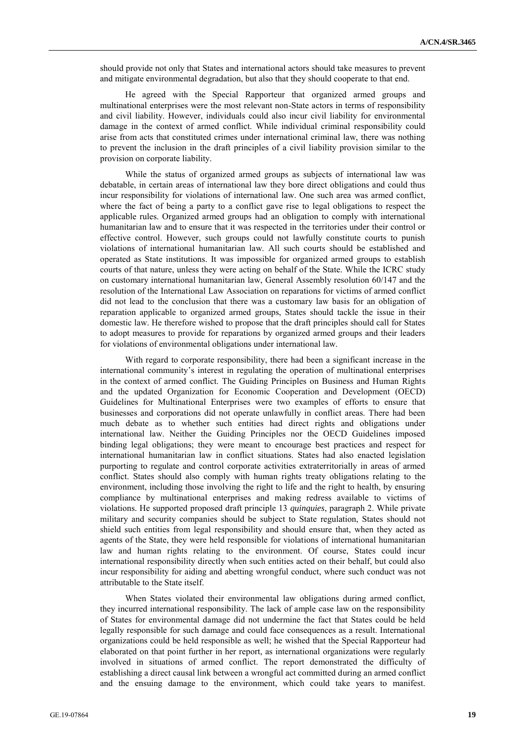should provide not only that States and international actors should take measures to prevent and mitigate environmental degradation, but also that they should cooperate to that end.

He agreed with the Special Rapporteur that organized armed groups and multinational enterprises were the most relevant non-State actors in terms of responsibility and civil liability. However, individuals could also incur civil liability for environmental damage in the context of armed conflict. While individual criminal responsibility could arise from acts that constituted crimes under international criminal law, there was nothing to prevent the inclusion in the draft principles of a civil liability provision similar to the provision on corporate liability.

While the status of organized armed groups as subjects of international law was debatable, in certain areas of international law they bore direct obligations and could thus incur responsibility for violations of international law. One such area was armed conflict, where the fact of being a party to a conflict gave rise to legal obligations to respect the applicable rules. Organized armed groups had an obligation to comply with international humanitarian law and to ensure that it was respected in the territories under their control or effective control. However, such groups could not lawfully constitute courts to punish violations of international humanitarian law. All such courts should be established and operated as State institutions. It was impossible for organized armed groups to establish courts of that nature, unless they were acting on behalf of the State. While the ICRC study on customary international humanitarian law, General Assembly resolution 60/147 and the resolution of the International Law Association on reparations for victims of armed conflict did not lead to the conclusion that there was a customary law basis for an obligation of reparation applicable to organized armed groups, States should tackle the issue in their domestic law. He therefore wished to propose that the draft principles should call for States to adopt measures to provide for reparations by organized armed groups and their leaders for violations of environmental obligations under international law.

With regard to corporate responsibility, there had been a significant increase in the international community's interest in regulating the operation of multinational enterprises in the context of armed conflict. The Guiding Principles on Business and Human Rights and the updated Organization for Economic Cooperation and Development (OECD) Guidelines for Multinational Enterprises were two examples of efforts to ensure that businesses and corporations did not operate unlawfully in conflict areas. There had been much debate as to whether such entities had direct rights and obligations under international law. Neither the Guiding Principles nor the OECD Guidelines imposed binding legal obligations; they were meant to encourage best practices and respect for international humanitarian law in conflict situations. States had also enacted legislation purporting to regulate and control corporate activities extraterritorially in areas of armed conflict. States should also comply with human rights treaty obligations relating to the environment, including those involving the right to life and the right to health, by ensuring compliance by multinational enterprises and making redress available to victims of violations. He supported proposed draft principle 13 *quinquies*, paragraph 2. While private military and security companies should be subject to State regulation, States should not shield such entities from legal responsibility and should ensure that, when they acted as agents of the State, they were held responsible for violations of international humanitarian law and human rights relating to the environment. Of course, States could incur international responsibility directly when such entities acted on their behalf, but could also incur responsibility for aiding and abetting wrongful conduct, where such conduct was not attributable to the State itself.

When States violated their environmental law obligations during armed conflict, they incurred international responsibility. The lack of ample case law on the responsibility of States for environmental damage did not undermine the fact that States could be held legally responsible for such damage and could face consequences as a result. International organizations could be held responsible as well; he wished that the Special Rapporteur had elaborated on that point further in her report, as international organizations were regularly involved in situations of armed conflict. The report demonstrated the difficulty of establishing a direct causal link between a wrongful act committed during an armed conflict and the ensuing damage to the environment, which could take years to manifest.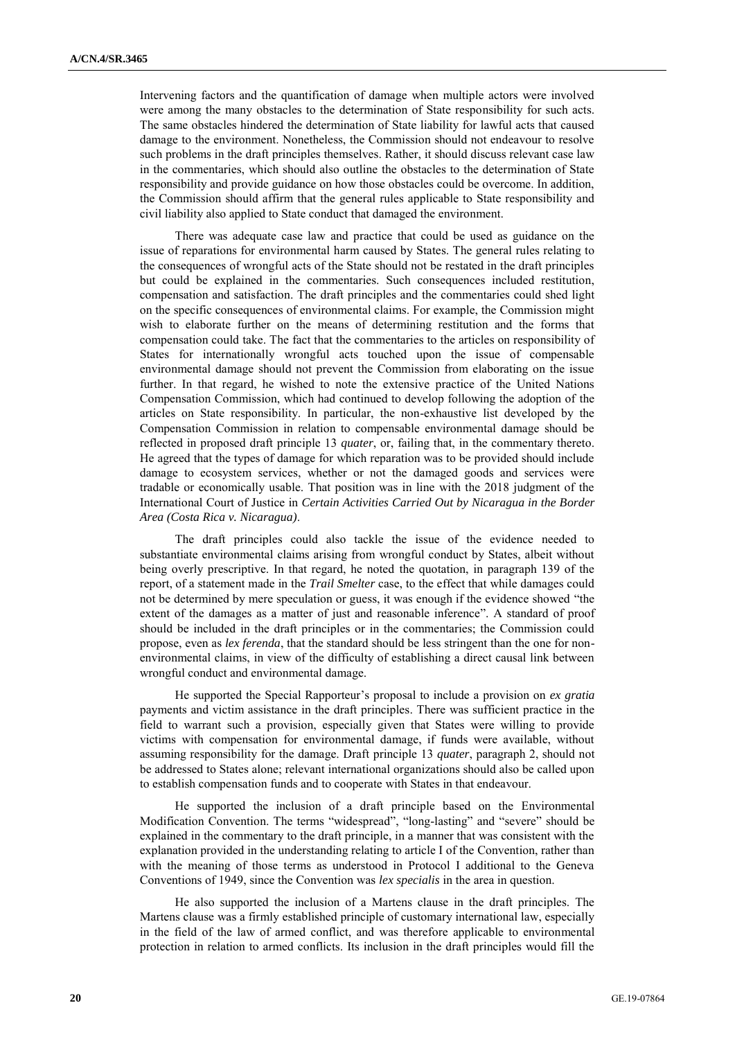Intervening factors and the quantification of damage when multiple actors were involved were among the many obstacles to the determination of State responsibility for such acts. The same obstacles hindered the determination of State liability for lawful acts that caused damage to the environment. Nonetheless, the Commission should not endeavour to resolve such problems in the draft principles themselves. Rather, it should discuss relevant case law in the commentaries, which should also outline the obstacles to the determination of State responsibility and provide guidance on how those obstacles could be overcome. In addition, the Commission should affirm that the general rules applicable to State responsibility and civil liability also applied to State conduct that damaged the environment.

There was adequate case law and practice that could be used as guidance on the issue of reparations for environmental harm caused by States. The general rules relating to the consequences of wrongful acts of the State should not be restated in the draft principles but could be explained in the commentaries. Such consequences included restitution, compensation and satisfaction. The draft principles and the commentaries could shed light on the specific consequences of environmental claims. For example, the Commission might wish to elaborate further on the means of determining restitution and the forms that compensation could take. The fact that the commentaries to the articles on responsibility of States for internationally wrongful acts touched upon the issue of compensable environmental damage should not prevent the Commission from elaborating on the issue further. In that regard, he wished to note the extensive practice of the United Nations Compensation Commission, which had continued to develop following the adoption of the articles on State responsibility. In particular, the non-exhaustive list developed by the Compensation Commission in relation to compensable environmental damage should be reflected in proposed draft principle 13 *quater*, or, failing that, in the commentary thereto. He agreed that the types of damage for which reparation was to be provided should include damage to ecosystem services, whether or not the damaged goods and services were tradable or economically usable. That position was in line with the 2018 judgment of the International Court of Justice in *Certain Activities Carried Out by Nicaragua in the Border Area (Costa Rica v. Nicaragua)*.

The draft principles could also tackle the issue of the evidence needed to substantiate environmental claims arising from wrongful conduct by States, albeit without being overly prescriptive. In that regard, he noted the quotation, in paragraph 139 of the report, of a statement made in the *Trail Smelter* case, to the effect that while damages could not be determined by mere speculation or guess, it was enough if the evidence showed "the extent of the damages as a matter of just and reasonable inference". A standard of proof should be included in the draft principles or in the commentaries; the Commission could propose, even as *lex ferenda*, that the standard should be less stringent than the one for non-environmental claims, in view of the difficulty of establishing a direct causal link between wrongful conduct and environmental damage.

He supported the Special Rapporteur's proposal to include a provision on *ex gratia* payments and victim assistance in the draft principles. There was sufficient practice in the field to warrant such a provision, especially given that States were willing to provide victims with compensation for environmental damage, if funds were available, without assuming responsibility for the damage. Draft principle 13 *quater*, paragraph 2, should not be addressed to States alone; relevant international organizations should also be called upon to establish compensation funds and to cooperate with States in that endeavour.

He supported the inclusion of a draft principle based on the Environmental Modification Convention. The terms "widespread", "long-lasting" and "severe" should be explained in the commentary to the draft principle, in a manner that was consistent with the explanation provided in the understanding relating to article I of the Convention, rather than with the meaning of those terms as understood in Protocol I additional to the Geneva Conventions of 1949, since the Convention was *lex specialis* in the area in question.

He also supported the inclusion of a Martens clause in the draft principles. The Martens clause was a firmly established principle of customary international law, especially in the field of the law of armed conflict, and was therefore applicable to environmental protection in relation to armed conflicts. Its inclusion in the draft principles would fill the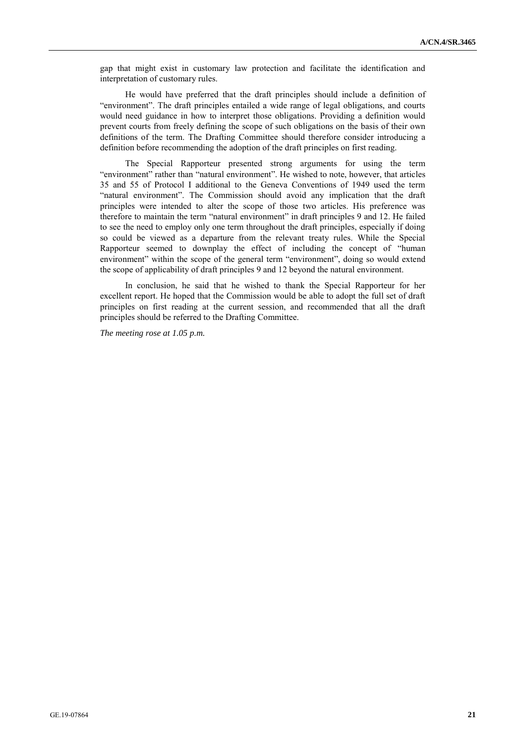gap that might exist in customary law protection and facilitate the identification and interpretation of customary rules.

He would have preferred that the draft principles should include a definition of "environment". The draft principles entailed a wide range of legal obligations, and courts would need guidance in how to interpret those obligations. Providing a definition would prevent courts from freely defining the scope of such obligations on the basis of their own definitions of the term. The Drafting Committee should therefore consider introducing a definition before recommending the adoption of the draft principles on first reading.

The Special Rapporteur presented strong arguments for using the term "environment" rather than "natural environment". He wished to note, however, that articles 35 and 55 of Protocol I additional to the Geneva Conventions of 1949 used the term "natural environment". The Commission should avoid any implication that the draft principles were intended to alter the scope of those two articles. His preference was therefore to maintain the term "natural environment" in draft principles 9 and 12. He failed to see the need to employ only one term throughout the draft principles, especially if doing so could be viewed as a departure from the relevant treaty rules. While the Special Rapporteur seemed to downplay the effect of including the concept of "human environment" within the scope of the general term "environment", doing so would extend the scope of applicability of draft principles 9 and 12 beyond the natural environment.

In conclusion, he said that he wished to thank the Special Rapporteur for her excellent report. He hoped that the Commission would be able to adopt the full set of draft principles on first reading at the current session, and recommended that all the draft principles should be referred to the Drafting Committee.

*The meeting rose at 1.05 p.m.*